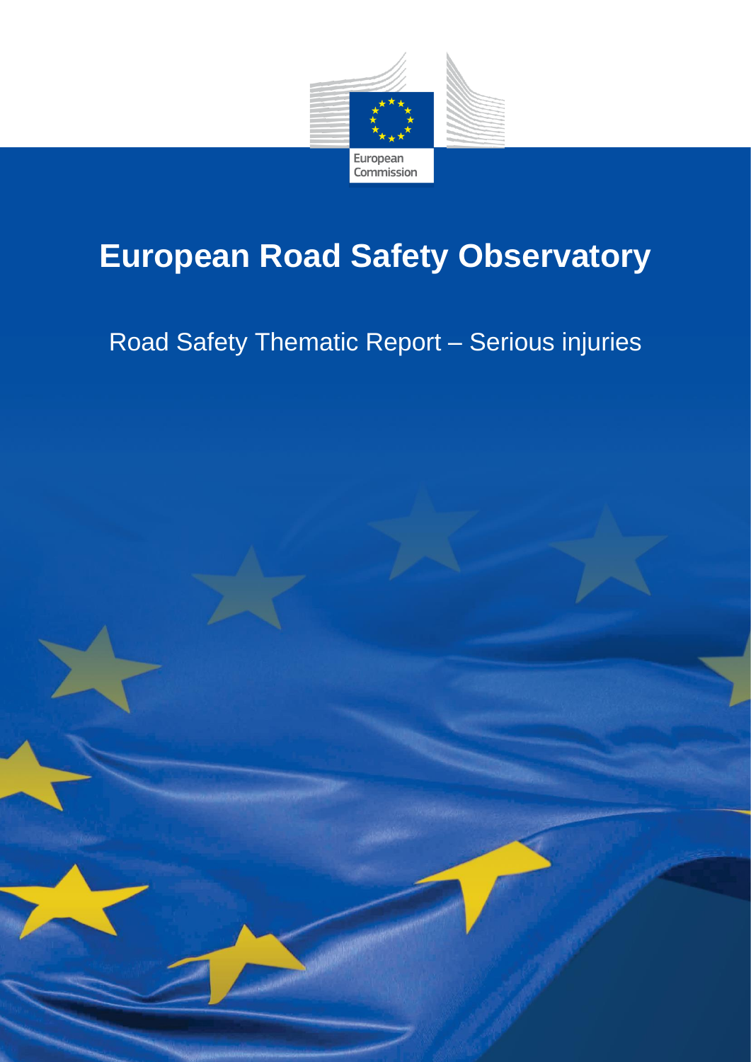European Commission

# European Road Safety Observatory

Road Safety Thematic Report – Serious injuries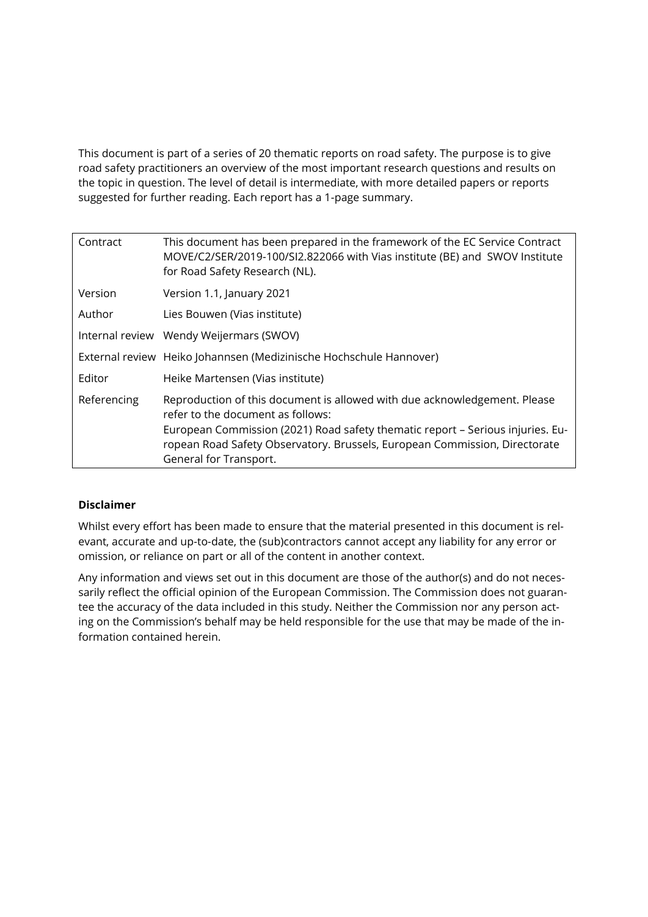This document is part of a series of 20 thematic reports on road safety. The purpose is to give road safety practitioners an overview of the most important research questions and results on the topic in question. The level of detail is intermediate, with more detailed papers or reports suggested for further reading. Each report has a 1-page summary.

| | |
|---|---|
| Contract | This document has been prepared in the framework of the EC Service Contract MOVE/C2/SER/2019-100/SI2.822066 with Vias institute (BE) and SWOV Institute for Road Safety Research (NL). |
| Version | Version 1.1, January 2021 |
| Author | Lies Bouwen (Vias institute) |
| Internal review | Wendy Weijermars (SWOV) |
| External review | Heiko Johannsen (Medizinische Hochschule Hannover) |
| Editor | Heike Martensen (Vias institute) |
| Referencing | Reproduction of this document is allowed with due acknowledgement. Please refer to the document as follows:<br>European Commission (2021) Road safety thematic report – Serious injuries. European Road Safety Observatory. Brussels, European Commission, Directorate General for Transport. |

**Disclaimer**

Whilst every effort has been made to ensure that the material presented in this document is relevant, accurate and up-to-date, the (sub)contractors cannot accept any liability for any error or omission, or reliance on part or all of the content in another context.

Any information and views set out in this document are those of the author(s) and do not necessarily reflect the official opinion of the European Commission. The Commission does not guarantee the accuracy of the data included in this study. Neither the Commission nor any person acting on the Commission's behalf may be held responsible for the use that may be made of the information contained herein.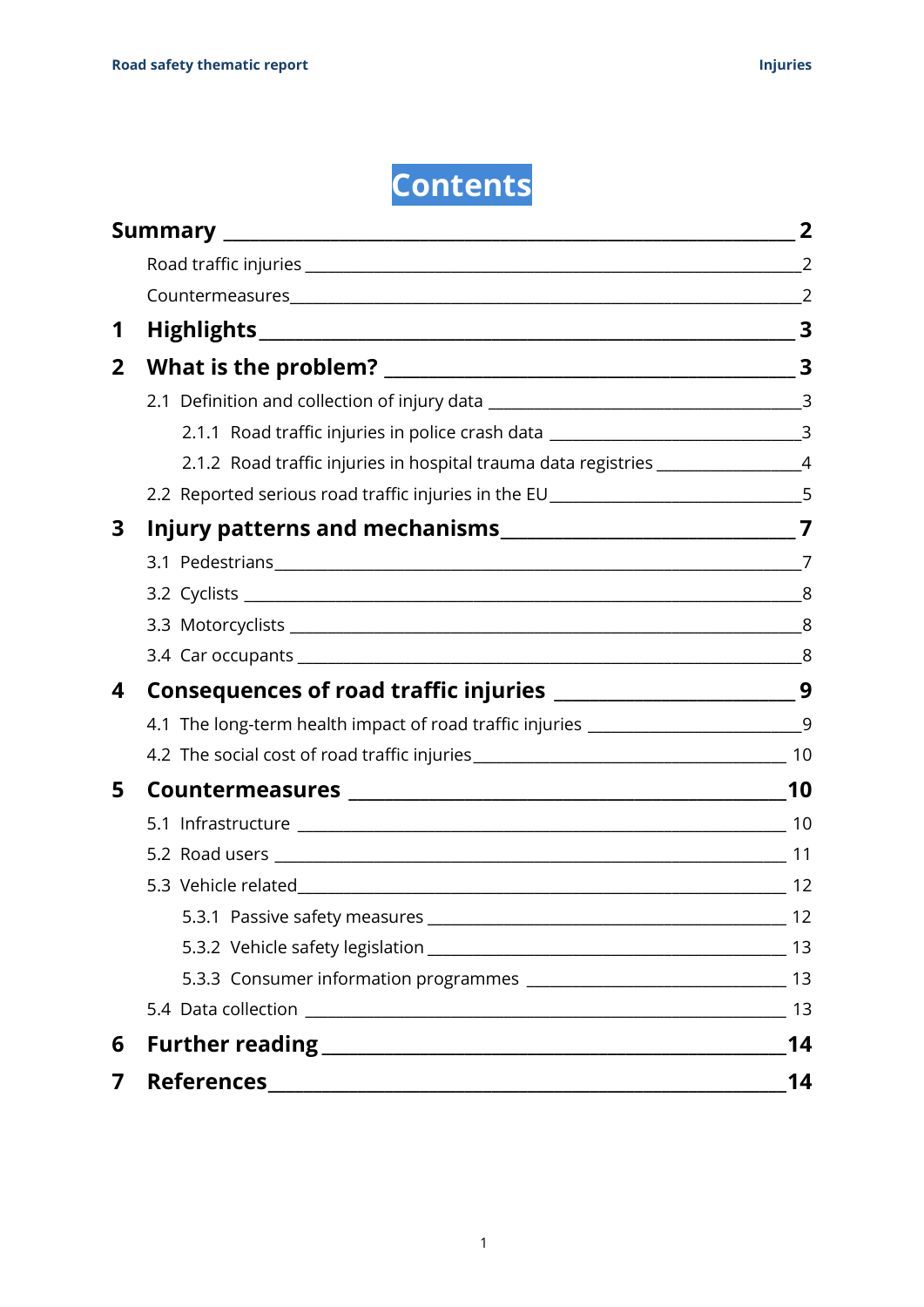# Contents

**Summary** 2

- Road traffic injuries 2
- Countermeasures 2

**1 Highlights** 3

**2 What is the problem?** 3

- 2.1 Definition and collection of injury data 3
  - 2.1.1 Road traffic injuries in police crash data 3
  - 2.1.2 Road traffic injuries in hospital trauma data registries 4
- 2.2 Reported serious road traffic injuries in the EU 5

**3 Injury patterns and mechanisms** 7

- 3.1 Pedestrians 7
- 3.2 Cyclists 8
- 3.3 Motorcyclists 8
- 3.4 Car occupants 8

**4 Consequences of road traffic injuries** 9

- 4.1 The long-term health impact of road traffic injuries 9
- 4.2 The social cost of road traffic injuries 10

**5 Countermeasures** 10

- 5.1 Infrastructure 10
- 5.2 Road users 11
- 5.3 Vehicle related 12
  - 5.3.1 Passive safety measures 12
  - 5.3.2 Vehicle safety legislation 13
  - 5.3.3 Consumer information programmes 13
- 5.4 Data collection 13

**6 Further reading** 14

**7 References** 14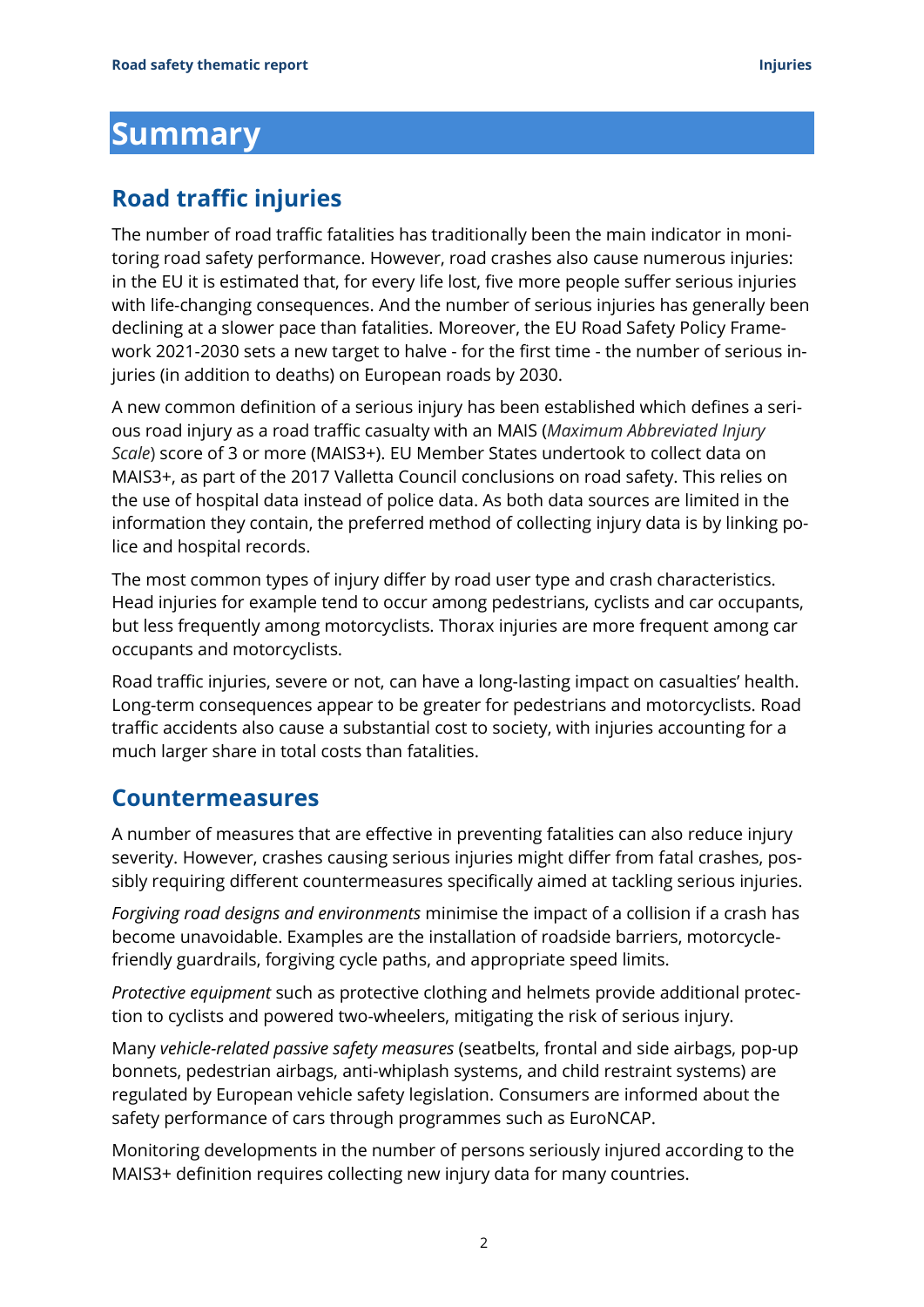# Summary

## Road traffic injuries

The number of road traffic fatalities has traditionally been the main indicator in monitoring road safety performance. However, road crashes also cause numerous injuries: in the EU it is estimated that, for every life lost, five more people suffer serious injuries with life-changing consequences. And the number of serious injuries has generally been declining at a slower pace than fatalities. Moreover, the EU Road Safety Policy Framework 2021-2030 sets a new target to halve - for the first time - the number of serious injuries (in addition to deaths) on European roads by 2030.

A new common definition of a serious injury has been established which defines a serious road injury as a road traffic casualty with an MAIS (*Maximum Abbreviated Injury Scale*) score of 3 or more (MAIS3+). EU Member States undertook to collect data on MAIS3+, as part of the 2017 Valletta Council conclusions on road safety. This relies on the use of hospital data instead of police data. As both data sources are limited in the information they contain, the preferred method of collecting injury data is by linking police and hospital records.

The most common types of injury differ by road user type and crash characteristics. Head injuries for example tend to occur among pedestrians, cyclists and car occupants, but less frequently among motorcyclists. Thorax injuries are more frequent among car occupants and motorcyclists.

Road traffic injuries, severe or not, can have a long-lasting impact on casualties' health. Long-term consequences appear to be greater for pedestrians and motorcyclists. Road traffic accidents also cause a substantial cost to society, with injuries accounting for a much larger share in total costs than fatalities.

## Countermeasures

A number of measures that are effective in preventing fatalities can also reduce injury severity. However, crashes causing serious injuries might differ from fatal crashes, possibly requiring different countermeasures specifically aimed at tackling serious injuries.

*Forgiving road designs and environments* minimise the impact of a collision if a crash has become unavoidable. Examples are the installation of roadside barriers, motorcycle-friendly guardrails, forgiving cycle paths, and appropriate speed limits.

*Protective equipment* such as protective clothing and helmets provide additional protection to cyclists and powered two-wheelers, mitigating the risk of serious injury.

Many *vehicle-related passive safety measures* (seatbelts, frontal and side airbags, pop-up bonnets, pedestrian airbags, anti-whiplash systems, and child restraint systems) are regulated by European vehicle safety legislation. Consumers are informed about the safety performance of cars through programmes such as EuroNCAP.

Monitoring developments in the number of persons seriously injured according to the MAIS3+ definition requires collecting new injury data for many countries.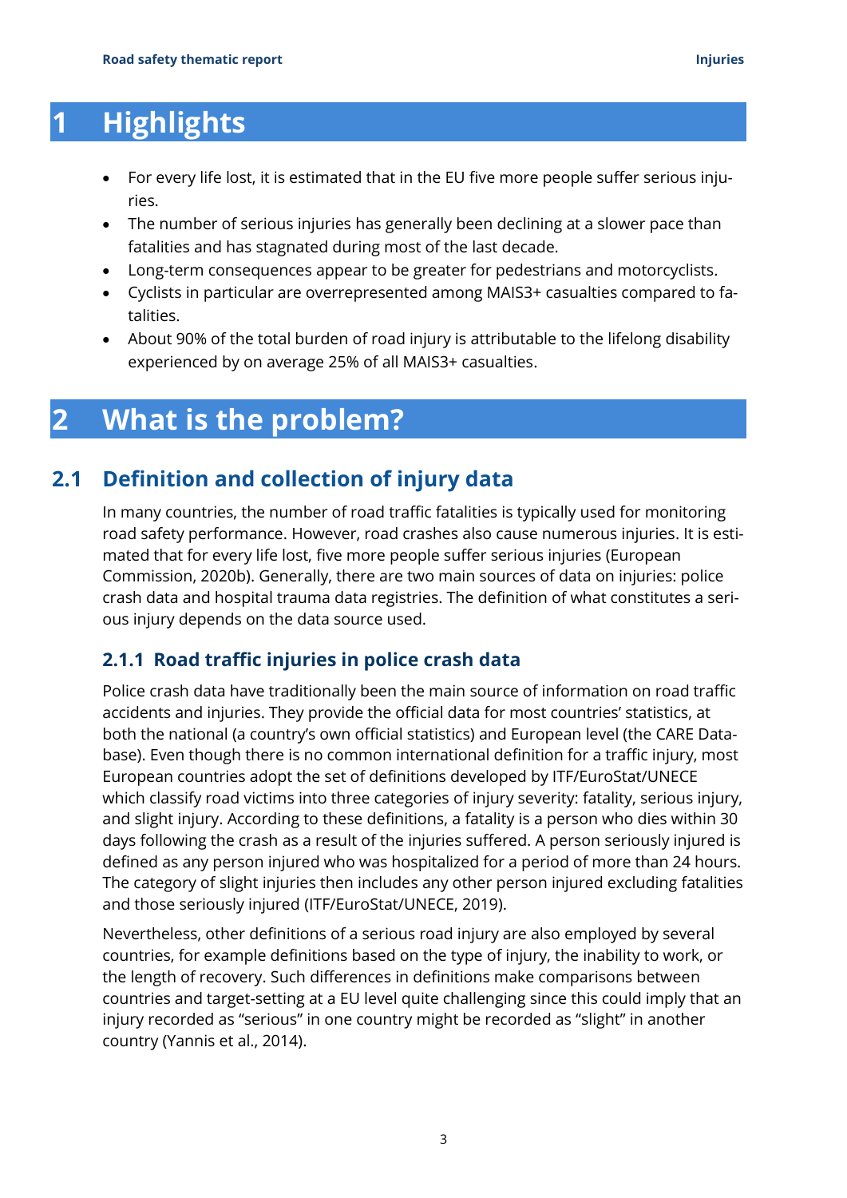# 1 Highlights

- For every life lost, it is estimated that in the EU five more people suffer serious injuries.
- The number of serious injuries has generally been declining at a slower pace than fatalities and has stagnated during most of the last decade.
- Long-term consequences appear to be greater for pedestrians and motorcyclists.
- Cyclists in particular are overrepresented among MAIS3+ casualties compared to fatalities.
- About 90% of the total burden of road injury is attributable to the lifelong disability experienced by on average 25% of all MAIS3+ casualties.

# 2 What is the problem?

## 2.1 Definition and collection of injury data

In many countries, the number of road traffic fatalities is typically used for monitoring road safety performance. However, road crashes also cause numerous injuries. It is estimated that for every life lost, five more people suffer serious injuries (European Commission, 2020b). Generally, there are two main sources of data on injuries: police crash data and hospital trauma data registries. The definition of what constitutes a serious injury depends on the data source used.

### 2.1.1 Road traffic injuries in police crash data

Police crash data have traditionally been the main source of information on road traffic accidents and injuries. They provide the official data for most countries' statistics, at both the national (a country's own official statistics) and European level (the CARE Database). Even though there is no common international definition for a traffic injury, most European countries adopt the set of definitions developed by ITF/EuroStat/UNECE which classify road victims into three categories of injury severity: fatality, serious injury, and slight injury. According to these definitions, a fatality is a person who dies within 30 days following the crash as a result of the injuries suffered. A person seriously injured is defined as any person injured who was hospitalized for a period of more than 24 hours. The category of slight injuries then includes any other person injured excluding fatalities and those seriously injured (ITF/EuroStat/UNECE, 2019).

Nevertheless, other definitions of a serious road injury are also employed by several countries, for example definitions based on the type of injury, the inability to work, or the length of recovery. Such differences in definitions make comparisons between countries and target-setting at a EU level quite challenging since this could imply that an injury recorded as "serious" in one country might be recorded as "slight" in another country (Yannis et al., 2014).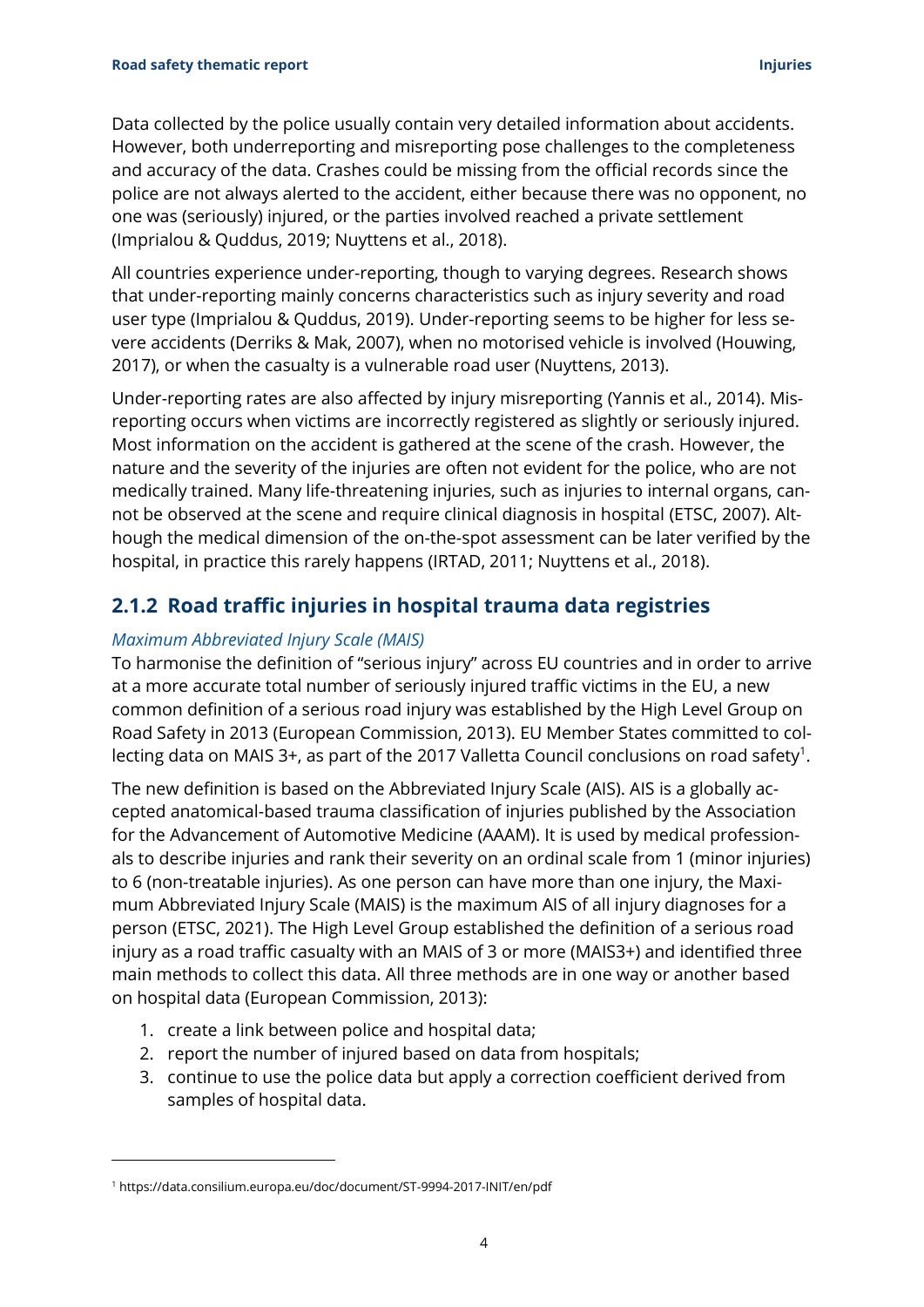Data collected by the police usually contain very detailed information about accidents. However, both underreporting and misreporting pose challenges to the completeness and accuracy of the data. Crashes could be missing from the official records since the police are not always alerted to the accident, either because there was no opponent, no one was (seriously) injured, or the parties involved reached a private settlement (Imprialou & Quddus, 2019; Nuyttens et al., 2018).

All countries experience under-reporting, though to varying degrees. Research shows that under-reporting mainly concerns characteristics such as injury severity and road user type (Imprialou & Quddus, 2019). Under-reporting seems to be higher for less severe accidents (Derriks & Mak, 2007), when no motorised vehicle is involved (Houwing, 2017), or when the casualty is a vulnerable road user (Nuyttens, 2013).

Under-reporting rates are also affected by injury misreporting (Yannis et al., 2014). Misreporting occurs when victims are incorrectly registered as slightly or seriously injured. Most information on the accident is gathered at the scene of the crash. However, the nature and the severity of the injuries are often not evident for the police, who are not medically trained. Many life-threatening injuries, such as injuries to internal organs, cannot be observed at the scene and require clinical diagnosis in hospital (ETSC, 2007). Although the medical dimension of the on-the-spot assessment can be later verified by the hospital, in practice this rarely happens (IRTAD, 2011; Nuyttens et al., 2018).

### 2.1.2 Road traffic injuries in hospital trauma data registries

*Maximum Abbreviated Injury Scale (MAIS)*

To harmonise the definition of "serious injury" across EU countries and in order to arrive at a more accurate total number of seriously injured traffic victims in the EU, a new common definition of a serious road injury was established by the High Level Group on Road Safety in 2013 (European Commission, 2013). EU Member States committed to collecting data on MAIS 3+, as part of the 2017 Valletta Council conclusions on road safety[1].

The new definition is based on the Abbreviated Injury Scale (AIS). AIS is a globally accepted anatomical-based trauma classification of injuries published by the Association for the Advancement of Automotive Medicine (AAAM). It is used by medical professionals to describe injuries and rank their severity on an ordinal scale from 1 (minor injuries) to 6 (non-treatable injuries). As one person can have more than one injury, the Maximum Abbreviated Injury Scale (MAIS) is the maximum AIS of all injury diagnoses for a person (ETSC, 2021). The High Level Group established the definition of a serious road injury as a road traffic casualty with an MAIS of 3 or more (MAIS3+) and identified three main methods to collect this data. All three methods are in one way or another based on hospital data (European Commission, 2013):

1. create a link between police and hospital data;
2. report the number of injured based on data from hospitals;
3. continue to use the police data but apply a correction coefficient derived from samples of hospital data.

[1] https://data.consilium.europa.eu/doc/document/ST-9994-2017-INIT/en/pdf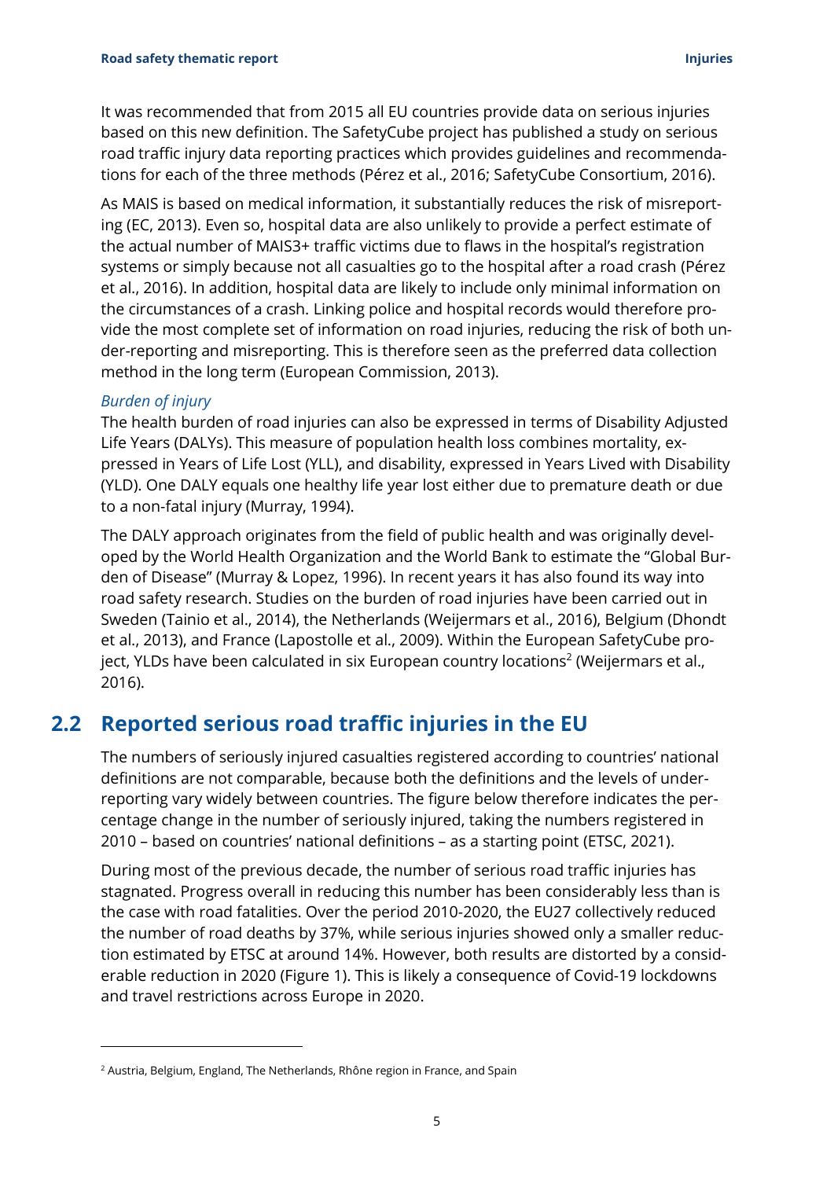It was recommended that from 2015 all EU countries provide data on serious injuries based on this new definition. The SafetyCube project has published a study on serious road traffic injury data reporting practices which provides guidelines and recommendations for each of the three methods (Pérez et al., 2016; SafetyCube Consortium, 2016).

As MAIS is based on medical information, it substantially reduces the risk of misreporting (EC, 2013). Even so, hospital data are also unlikely to provide a perfect estimate of the actual number of MAIS3+ traffic victims due to flaws in the hospital's registration systems or simply because not all casualties go to the hospital after a road crash (Pérez et al., 2016). In addition, hospital data are likely to include only minimal information on the circumstances of a crash. Linking police and hospital records would therefore provide the most complete set of information on road injuries, reducing the risk of both under-reporting and misreporting. This is therefore seen as the preferred data collection method in the long term (European Commission, 2013).

*Burden of injury*

The health burden of road injuries can also be expressed in terms of Disability Adjusted Life Years (DALYs). This measure of population health loss combines mortality, expressed in Years of Life Lost (YLL), and disability, expressed in Years Lived with Disability (YLD). One DALY equals one healthy life year lost either due to premature death or due to a non-fatal injury (Murray, 1994).

The DALY approach originates from the field of public health and was originally developed by the World Health Organization and the World Bank to estimate the "Global Burden of Disease" (Murray & Lopez, 1996). In recent years it has also found its way into road safety research. Studies on the burden of road injuries have been carried out in Sweden (Tainio et al., 2014), the Netherlands (Weijermars et al., 2016), Belgium (Dhondt et al., 2013), and France (Lapostolle et al., 2009). Within the European SafetyCube project, YLDs have been calculated in six European country locations[2] (Weijermars et al., 2016).

## 2.2 Reported serious road traffic injuries in the EU

The numbers of seriously injured casualties registered according to countries' national definitions are not comparable, because both the definitions and the levels of under-reporting vary widely between countries. The figure below therefore indicates the percentage change in the number of seriously injured, taking the numbers registered in 2010 – based on countries' national definitions – as a starting point (ETSC, 2021).

During most of the previous decade, the number of serious road traffic injuries has stagnated. Progress overall in reducing this number has been considerably less than is the case with road fatalities. Over the period 2010-2020, the EU27 collectively reduced the number of road deaths by 37%, while serious injuries showed only a smaller reduction estimated by ETSC at around 14%. However, both results are distorted by a considerable reduction in 2020 (Figure 1). This is likely a consequence of Covid-19 lockdowns and travel restrictions across Europe in 2020.

---

[2] Austria, Belgium, England, The Netherlands, Rhône region in France, and Spain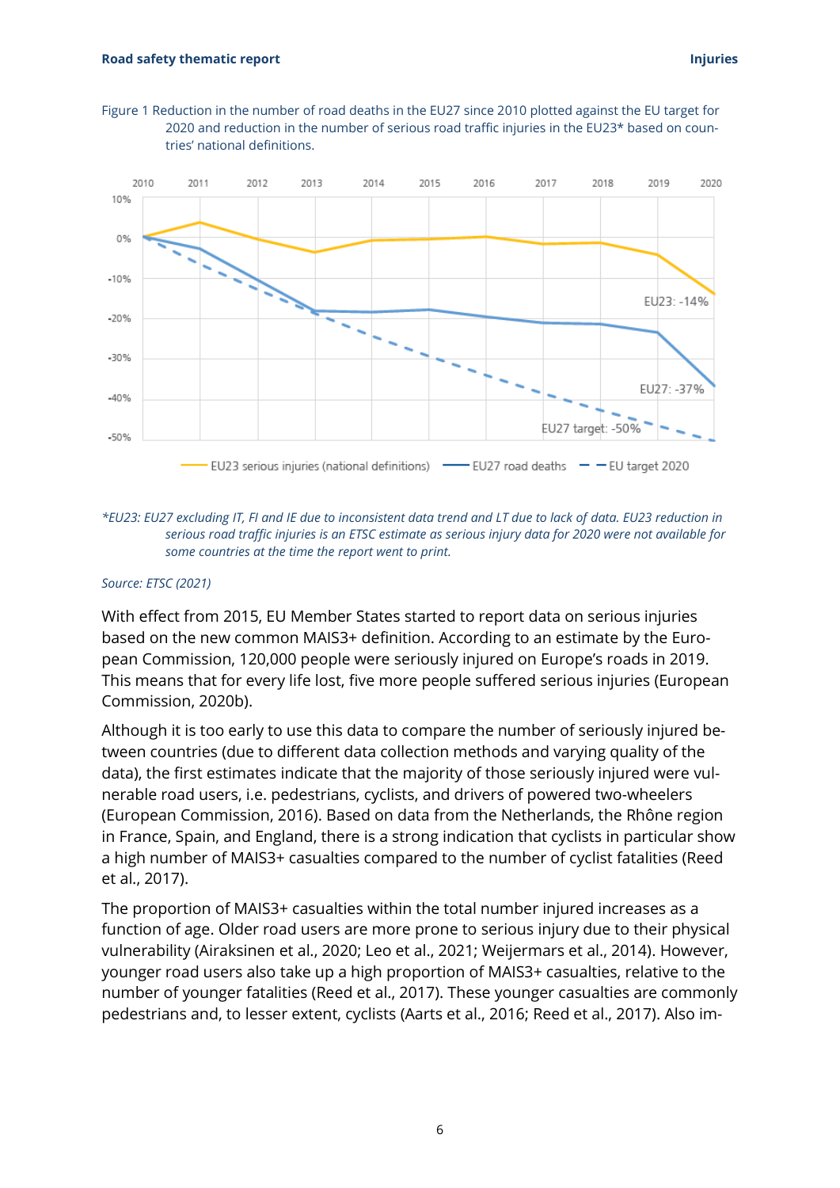Figure 1 Reduction in the number of road deaths in the EU27 since 2010 plotted against the EU target for 2020 and reduction in the number of serious road traffic injuries in the EU23* based on countries' national definitions.

*\*EU23: EU27 excluding IT, FI and IE due to inconsistent data trend and LT due to lack of data. EU23 reduction in serious road traffic injuries is an ETSC estimate as serious injury data for 2020 were not available for some countries at the time the report went to print.*

*Source: ETSC (2021)*

With effect from 2015, EU Member States started to report data on serious injuries based on the new common MAIS3+ definition. According to an estimate by the European Commission, 120,000 people were seriously injured on Europe's roads in 2019. This means that for every life lost, five more people suffered serious injuries (European Commission, 2020b).

Although it is too early to use this data to compare the number of seriously injured between countries (due to different data collection methods and varying quality of the data), the first estimates indicate that the majority of those seriously injured were vulnerable road users, i.e. pedestrians, cyclists, and drivers of powered two-wheelers (European Commission, 2016). Based on data from the Netherlands, the Rhône region in France, Spain, and England, there is a strong indication that cyclists in particular show a high number of MAIS3+ casualties compared to the number of cyclist fatalities (Reed et al., 2017).

The proportion of MAIS3+ casualties within the total number injured increases as a function of age. Older road users are more prone to serious injury due to their physical vulnerability (Airaksinen et al., 2020; Leo et al., 2021; Weijermars et al., 2014). However, younger road users also take up a high proportion of MAIS3+ casualties, relative to the number of younger fatalities (Reed et al., 2017). These younger casualties are commonly pedestrians and, to lesser extent, cyclists (Aarts et al., 2016; Reed et al., 2017). Also im-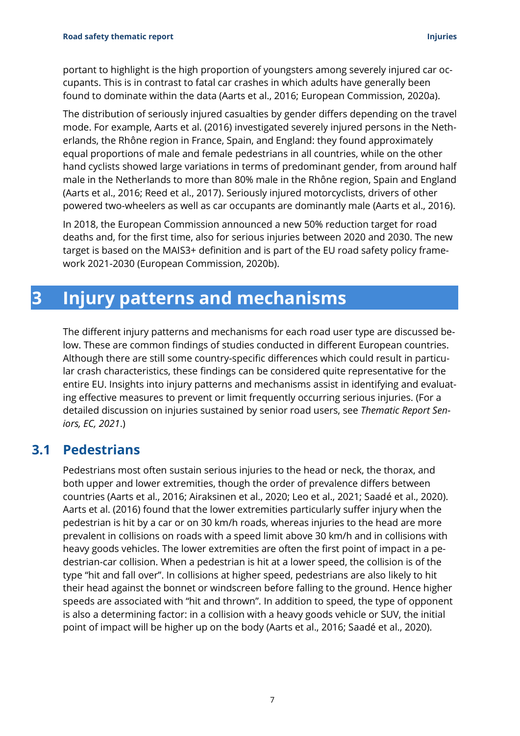portant to highlight is the high proportion of youngsters among severely injured car occupants. This is in contrast to fatal car crashes in which adults have generally been found to dominate within the data (Aarts et al., 2016; European Commission, 2020a).

The distribution of seriously injured casualties by gender differs depending on the travel mode. For example, Aarts et al. (2016) investigated severely injured persons in the Netherlands, the Rhône region in France, Spain, and England: they found approximately equal proportions of male and female pedestrians in all countries, while on the other hand cyclists showed large variations in terms of predominant gender, from around half male in the Netherlands to more than 80% male in the Rhône region, Spain and England (Aarts et al., 2016; Reed et al., 2017). Seriously injured motorcyclists, drivers of other powered two-wheelers as well as car occupants are dominantly male (Aarts et al., 2016).

In 2018, the European Commission announced a new 50% reduction target for road deaths and, for the first time, also for serious injuries between 2020 and 2030. The new target is based on the MAIS3+ definition and is part of the EU road safety policy framework 2021-2030 (European Commission, 2020b).

# 3 Injury patterns and mechanisms

The different injury patterns and mechanisms for each road user type are discussed below. These are common findings of studies conducted in different European countries. Although there are still some country-specific differences which could result in particular crash characteristics, these findings can be considered quite representative for the entire EU. Insights into injury patterns and mechanisms assist in identifying and evaluating effective measures to prevent or limit frequently occurring serious injuries. (For a detailed discussion on injuries sustained by senior road users, see *Thematic Report Seniors, EC, 2021*.)

## 3.1 Pedestrians

Pedestrians most often sustain serious injuries to the head or neck, the thorax, and both upper and lower extremities, though the order of prevalence differs between countries (Aarts et al., 2016; Airaksinen et al., 2020; Leo et al., 2021; Saadé et al., 2020). Aarts et al. (2016) found that the lower extremities particularly suffer injury when the pedestrian is hit by a car or on 30 km/h roads, whereas injuries to the head are more prevalent in collisions on roads with a speed limit above 30 km/h and in collisions with heavy goods vehicles. The lower extremities are often the first point of impact in a pedestrian-car collision. When a pedestrian is hit at a lower speed, the collision is of the type “hit and fall over”. In collisions at higher speed, pedestrians are also likely to hit their head against the bonnet or windscreen before falling to the ground. Hence higher speeds are associated with “hit and thrown”. In addition to speed, the type of opponent is also a determining factor: in a collision with a heavy goods vehicle or SUV, the initial point of impact will be higher up on the body (Aarts et al., 2016; Saadé et al., 2020).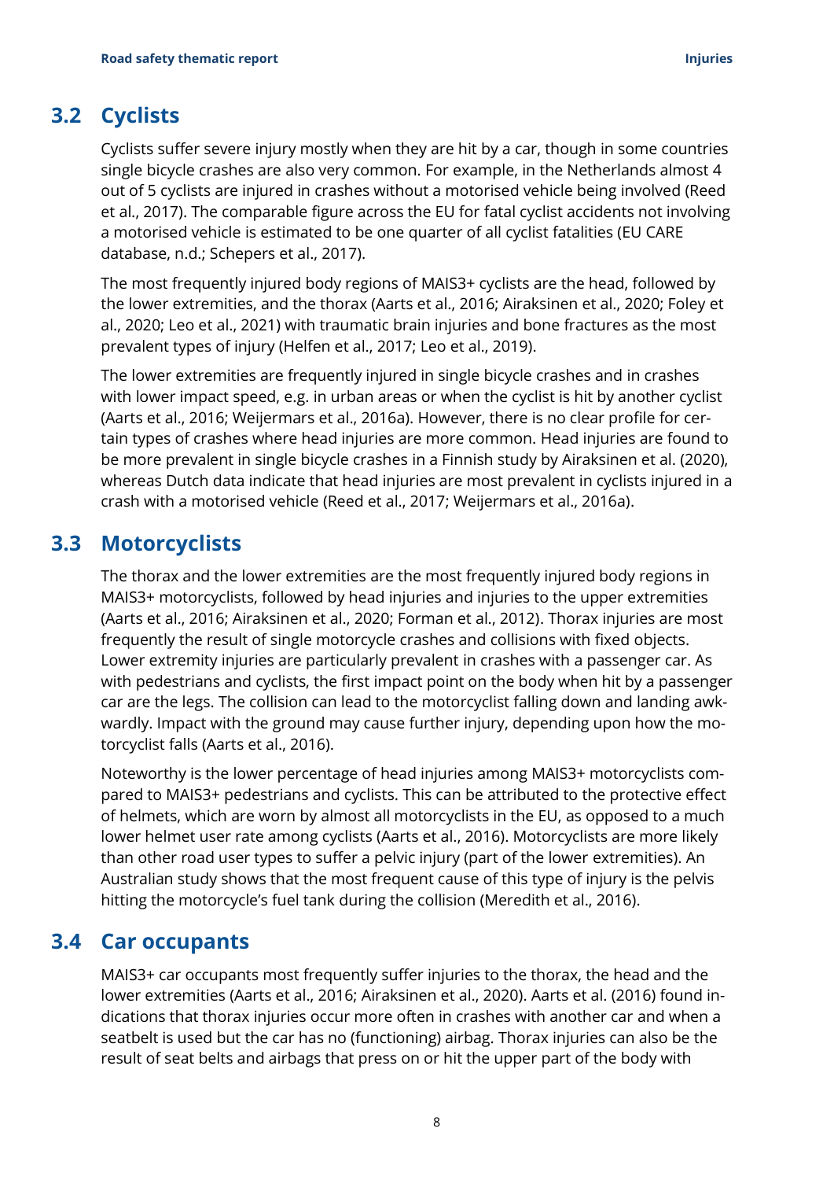## 3.2 Cyclists

Cyclists suffer severe injury mostly when they are hit by a car, though in some countries single bicycle crashes are also very common. For example, in the Netherlands almost 4 out of 5 cyclists are injured in crashes without a motorised vehicle being involved (Reed et al., 2017). The comparable figure across the EU for fatal cyclist accidents not involving a motorised vehicle is estimated to be one quarter of all cyclist fatalities (EU CARE database, n.d.; Schepers et al., 2017).

The most frequently injured body regions of MAIS3+ cyclists are the head, followed by the lower extremities, and the thorax (Aarts et al., 2016; Airaksinen et al., 2020; Foley et al., 2020; Leo et al., 2021) with traumatic brain injuries and bone fractures as the most prevalent types of injury (Helfen et al., 2017; Leo et al., 2019).

The lower extremities are frequently injured in single bicycle crashes and in crashes with lower impact speed, e.g. in urban areas or when the cyclist is hit by another cyclist (Aarts et al., 2016; Weijermars et al., 2016a). However, there is no clear profile for certain types of crashes where head injuries are more common. Head injuries are found to be more prevalent in single bicycle crashes in a Finnish study by Airaksinen et al. (2020), whereas Dutch data indicate that head injuries are most prevalent in cyclists injured in a crash with a motorised vehicle (Reed et al., 2017; Weijermars et al., 2016a).

## 3.3 Motorcyclists

The thorax and the lower extremities are the most frequently injured body regions in MAIS3+ motorcyclists, followed by head injuries and injuries to the upper extremities (Aarts et al., 2016; Airaksinen et al., 2020; Forman et al., 2012). Thorax injuries are most frequently the result of single motorcycle crashes and collisions with fixed objects. Lower extremity injuries are particularly prevalent in crashes with a passenger car. As with pedestrians and cyclists, the first impact point on the body when hit by a passenger car are the legs. The collision can lead to the motorcyclist falling down and landing awkwardly. Impact with the ground may cause further injury, depending upon how the motorcyclist falls (Aarts et al., 2016).

Noteworthy is the lower percentage of head injuries among MAIS3+ motorcyclists compared to MAIS3+ pedestrians and cyclists. This can be attributed to the protective effect of helmets, which are worn by almost all motorcyclists in the EU, as opposed to a much lower helmet user rate among cyclists (Aarts et al., 2016). Motorcyclists are more likely than other road user types to suffer a pelvic injury (part of the lower extremities). An Australian study shows that the most frequent cause of this type of injury is the pelvis hitting the motorcycle's fuel tank during the collision (Meredith et al., 2016).

## 3.4 Car occupants

MAIS3+ car occupants most frequently suffer injuries to the thorax, the head and the lower extremities (Aarts et al., 2016; Airaksinen et al., 2020). Aarts et al. (2016) found indications that thorax injuries occur more often in crashes with another car and when a seatbelt is used but the car has no (functioning) airbag. Thorax injuries can also be the result of seat belts and airbags that press on or hit the upper part of the body with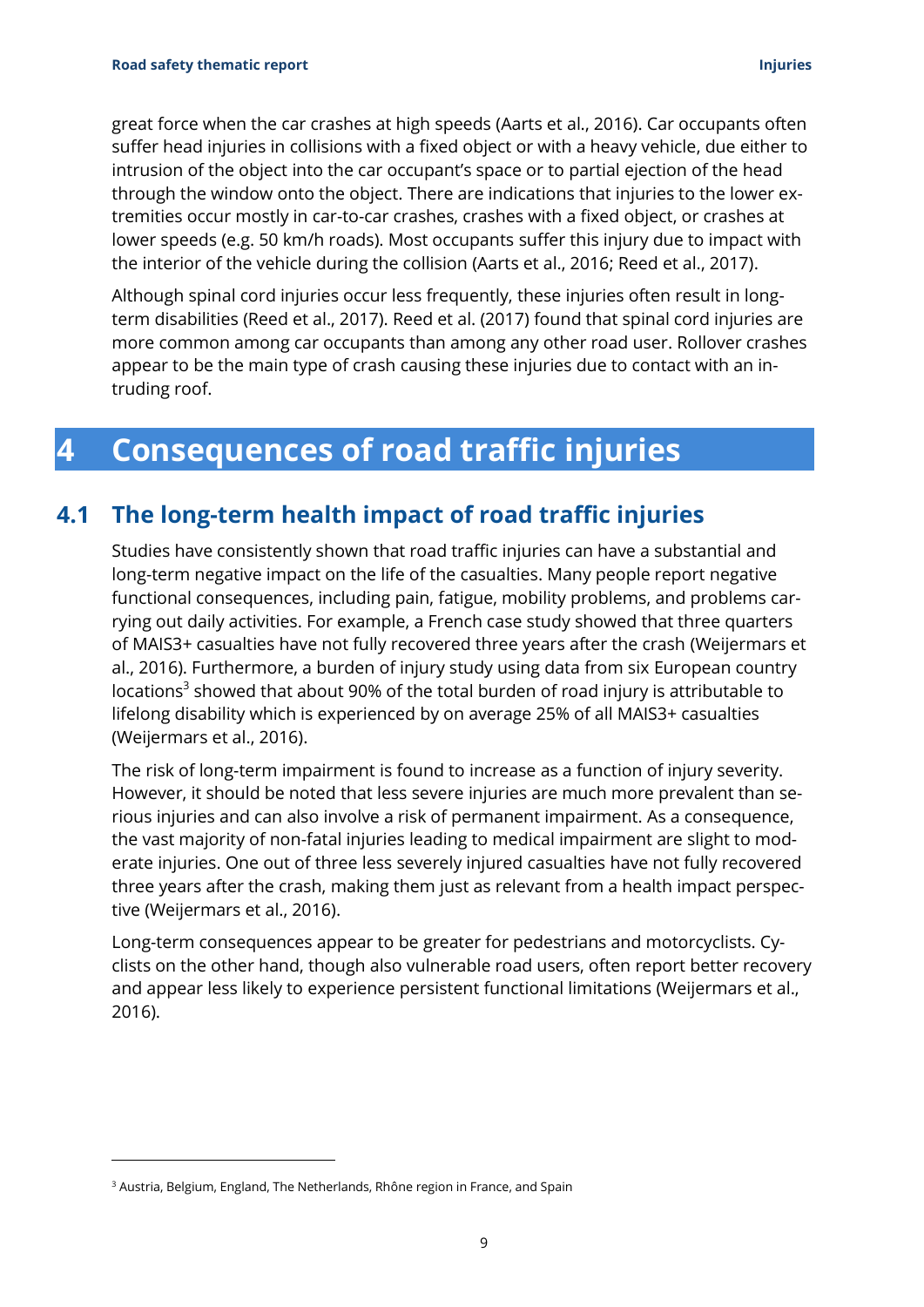great force when the car crashes at high speeds (Aarts et al., 2016). Car occupants often suffer head injuries in collisions with a fixed object or with a heavy vehicle, due either to intrusion of the object into the car occupant's space or to partial ejection of the head through the window onto the object. There are indications that injuries to the lower extremities occur mostly in car-to-car crashes, crashes with a fixed object, or crashes at lower speeds (e.g. 50 km/h roads). Most occupants suffer this injury due to impact with the interior of the vehicle during the collision (Aarts et al., 2016; Reed et al., 2017).

Although spinal cord injuries occur less frequently, these injuries often result in long-term disabilities (Reed et al., 2017). Reed et al. (2017) found that spinal cord injuries are more common among car occupants than among any other road user. Rollover crashes appear to be the main type of crash causing these injuries due to contact with an intruding roof.

# 4 Consequences of road traffic injuries

## 4.1 The long-term health impact of road traffic injuries

Studies have consistently shown that road traffic injuries can have a substantial and long-term negative impact on the life of the casualties. Many people report negative functional consequences, including pain, fatigue, mobility problems, and problems carrying out daily activities. For example, a French case study showed that three quarters of MAIS3+ casualties have not fully recovered three years after the crash (Weijermars et al., 2016). Furthermore, a burden of injury study using data from six European country locations[3] showed that about 90% of the total burden of road injury is attributable to lifelong disability which is experienced by on average 25% of all MAIS3+ casualties (Weijermars et al., 2016).

The risk of long-term impairment is found to increase as a function of injury severity. However, it should be noted that less severe injuries are much more prevalent than serious injuries and can also involve a risk of permanent impairment. As a consequence, the vast majority of non-fatal injuries leading to medical impairment are slight to moderate injuries. One out of three less severely injured casualties have not fully recovered three years after the crash, making them just as relevant from a health impact perspective (Weijermars et al., 2016).

Long-term consequences appear to be greater for pedestrians and motorcyclists. Cyclists on the other hand, though also vulnerable road users, often report better recovery and appear less likely to experience persistent functional limitations (Weijermars et al., 2016).

---

[3] Austria, Belgium, England, The Netherlands, Rhône region in France, and Spain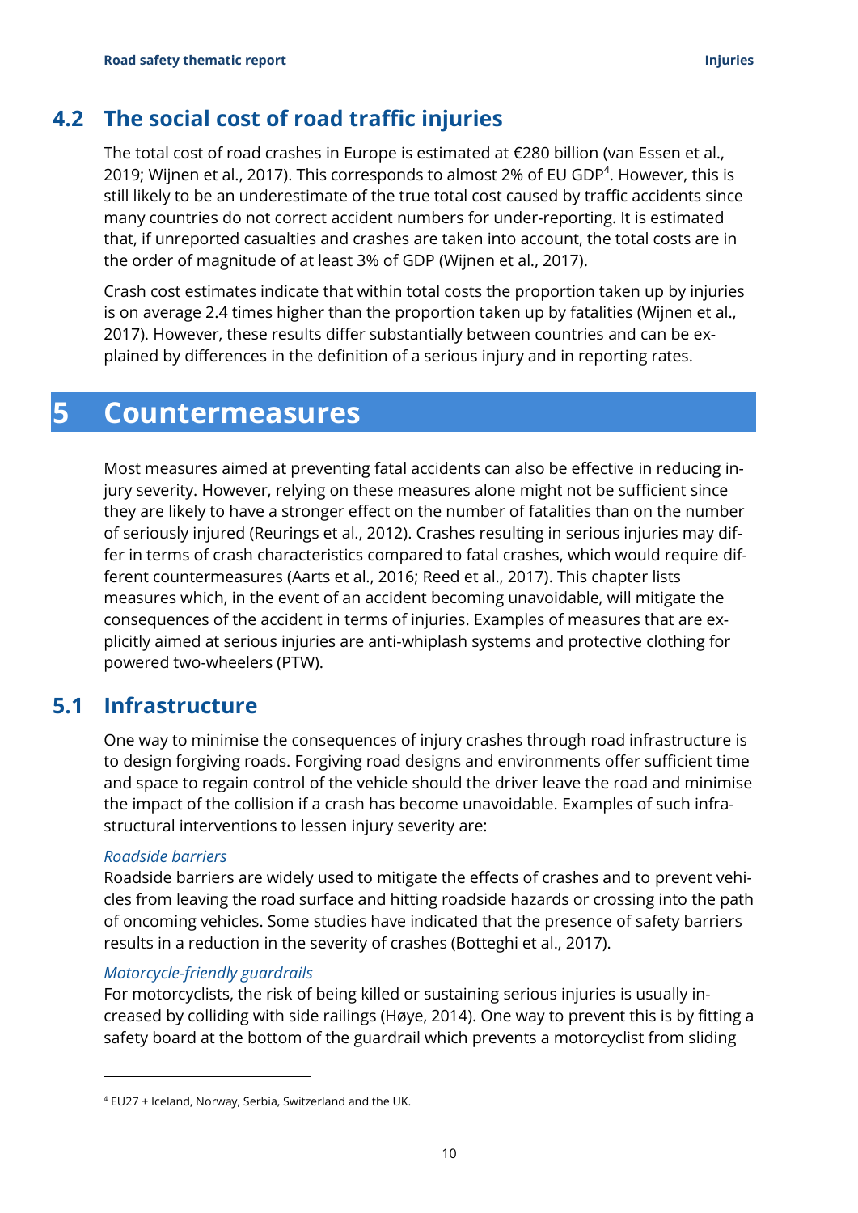## 4.2 The social cost of road traffic injuries

The total cost of road crashes in Europe is estimated at €280 billion (van Essen et al., 2019; Wijnen et al., 2017). This corresponds to almost 2% of EU GDP[4]. However, this is still likely to be an underestimate of the true total cost caused by traffic accidents since many countries do not correct accident numbers for under-reporting. It is estimated that, if unreported casualties and crashes are taken into account, the total costs are in the order of magnitude of at least 3% of GDP (Wijnen et al., 2017).

Crash cost estimates indicate that within total costs the proportion taken up by injuries is on average 2.4 times higher than the proportion taken up by fatalities (Wijnen et al., 2017). However, these results differ substantially between countries and can be explained by differences in the definition of a serious injury and in reporting rates.

# 5 Countermeasures

Most measures aimed at preventing fatal accidents can also be effective in reducing injury severity. However, relying on these measures alone might not be sufficient since they are likely to have a stronger effect on the number of fatalities than on the number of seriously injured (Reurings et al., 2012). Crashes resulting in serious injuries may differ in terms of crash characteristics compared to fatal crashes, which would require different countermeasures (Aarts et al., 2016; Reed et al., 2017). This chapter lists measures which, in the event of an accident becoming unavoidable, will mitigate the consequences of the accident in terms of injuries. Examples of measures that are explicitly aimed at serious injuries are anti-whiplash systems and protective clothing for powered two-wheelers (PTW).

## 5.1 Infrastructure

One way to minimise the consequences of injury crashes through road infrastructure is to design forgiving roads. Forgiving road designs and environments offer sufficient time and space to regain control of the vehicle should the driver leave the road and minimise the impact of the collision if a crash has become unavoidable. Examples of such infrastructural interventions to lessen injury severity are:

*Roadside barriers*

Roadside barriers are widely used to mitigate the effects of crashes and to prevent vehicles from leaving the road surface and hitting roadside hazards or crossing into the path of oncoming vehicles. Some studies have indicated that the presence of safety barriers results in a reduction in the severity of crashes (Botteghi et al., 2017).

*Motorcycle-friendly guardrails*

For motorcyclists, the risk of being killed or sustaining serious injuries is usually increased by colliding with side railings (Høye, 2014). One way to prevent this is by fitting a safety board at the bottom of the guardrail which prevents a motorcyclist from sliding

---

[4] EU27 + Iceland, Norway, Serbia, Switzerland and the UK.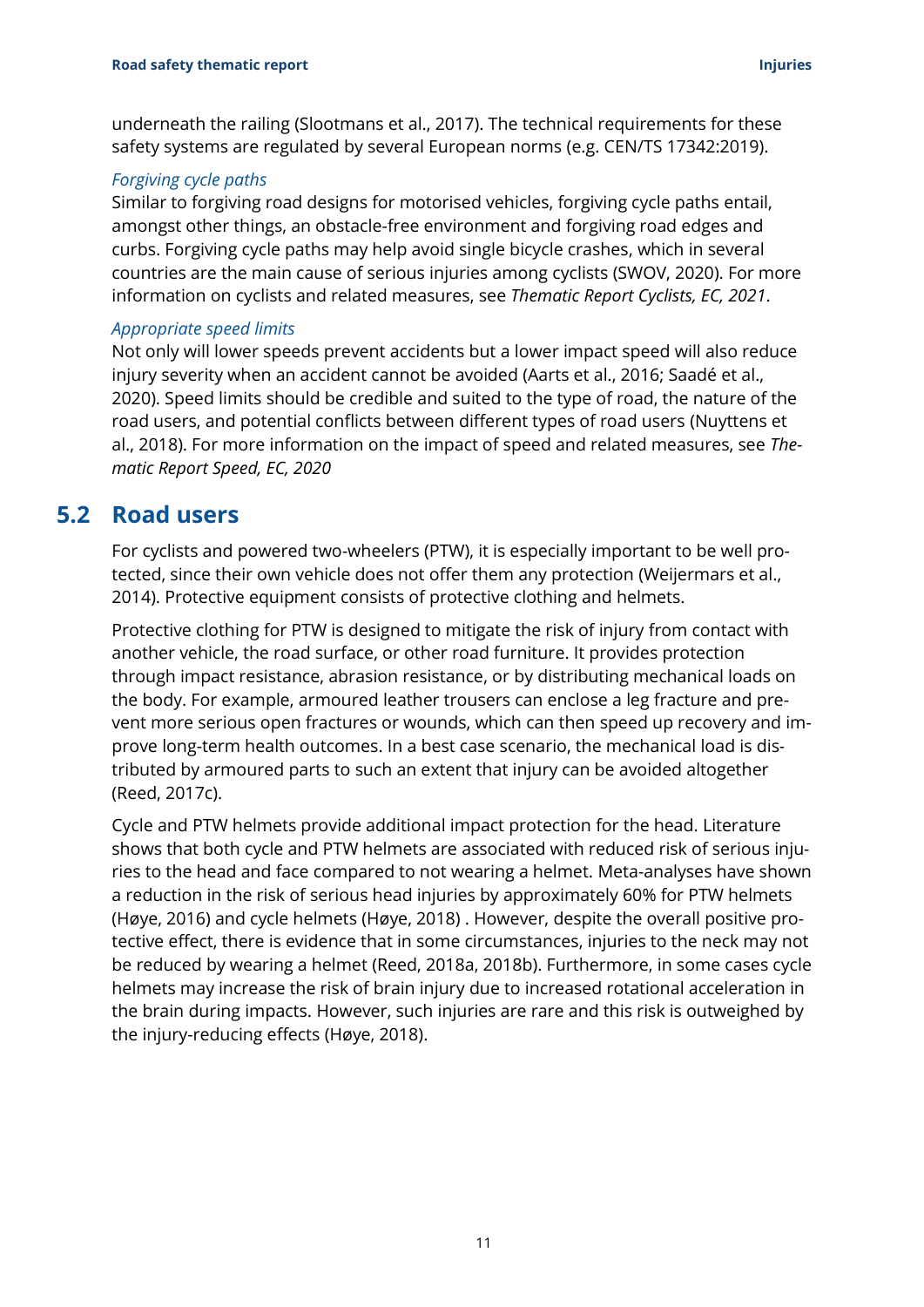underneath the railing (Slootmans et al., 2017). The technical requirements for these safety systems are regulated by several European norms (e.g. CEN/TS 17342:2019).

*Forgiving cycle paths*

Similar to forgiving road designs for motorised vehicles, forgiving cycle paths entail, amongst other things, an obstacle-free environment and forgiving road edges and curbs. Forgiving cycle paths may help avoid single bicycle crashes, which in several countries are the main cause of serious injuries among cyclists (SWOV, 2020). For more information on cyclists and related measures, see *Thematic Report Cyclists, EC, 2021*.

*Appropriate speed limits*

Not only will lower speeds prevent accidents but a lower impact speed will also reduce injury severity when an accident cannot be avoided (Aarts et al., 2016; Saadé et al., 2020). Speed limits should be credible and suited to the type of road, the nature of the road users, and potential conflicts between different types of road users (Nuyttens et al., 2018). For more information on the impact of speed and related measures, see *Thematic Report Speed, EC, 2020*

## 5.2 Road users

For cyclists and powered two-wheelers (PTW), it is especially important to be well protected, since their own vehicle does not offer them any protection (Weijermars et al., 2014). Protective equipment consists of protective clothing and helmets.

Protective clothing for PTW is designed to mitigate the risk of injury from contact with another vehicle, the road surface, or other road furniture. It provides protection through impact resistance, abrasion resistance, or by distributing mechanical loads on the body. For example, armoured leather trousers can enclose a leg fracture and prevent more serious open fractures or wounds, which can then speed up recovery and improve long-term health outcomes. In a best case scenario, the mechanical load is distributed by armoured parts to such an extent that injury can be avoided altogether (Reed, 2017c).

Cycle and PTW helmets provide additional impact protection for the head. Literature shows that both cycle and PTW helmets are associated with reduced risk of serious injuries to the head and face compared to not wearing a helmet. Meta-analyses have shown a reduction in the risk of serious head injuries by approximately 60% for PTW helmets (Høye, 2016) and cycle helmets (Høye, 2018) . However, despite the overall positive protective effect, there is evidence that in some circumstances, injuries to the neck may not be reduced by wearing a helmet (Reed, 2018a, 2018b). Furthermore, in some cases cycle helmets may increase the risk of brain injury due to increased rotational acceleration in the brain during impacts. However, such injuries are rare and this risk is outweighed by the injury-reducing effects (Høye, 2018).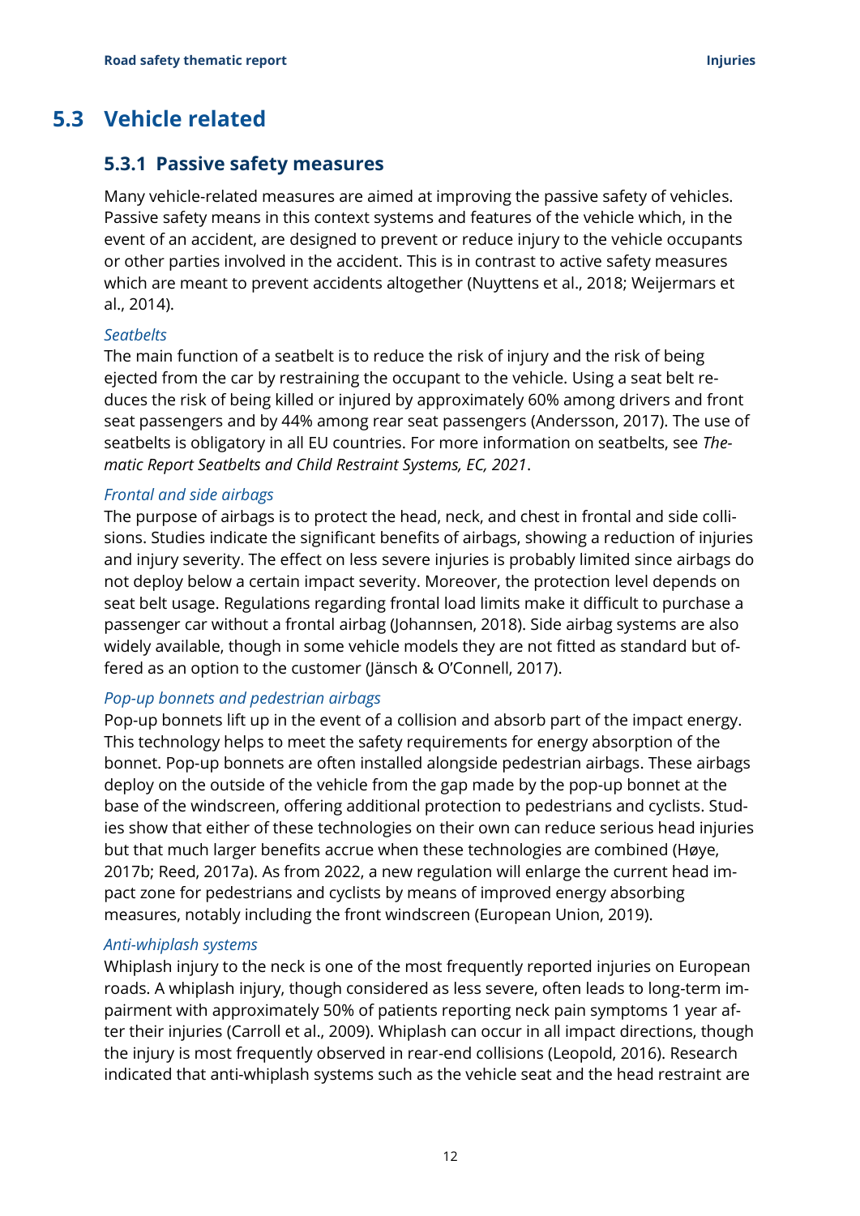## 5.3 Vehicle related

### 5.3.1 Passive safety measures

Many vehicle-related measures are aimed at improving the passive safety of vehicles. Passive safety means in this context systems and features of the vehicle which, in the event of an accident, are designed to prevent or reduce injury to the vehicle occupants or other parties involved in the accident. This is in contrast to active safety measures which are meant to prevent accidents altogether (Nuyttens et al., 2018; Weijermars et al., 2014).

*Seatbelts*

The main function of a seatbelt is to reduce the risk of injury and the risk of being ejected from the car by restraining the occupant to the vehicle. Using a seat belt reduces the risk of being killed or injured by approximately 60% among drivers and front seat passengers and by 44% among rear seat passengers (Andersson, 2017). The use of seatbelts is obligatory in all EU countries. For more information on seatbelts, see *Thematic Report Seatbelts and Child Restraint Systems, EC, 2021*.

*Frontal and side airbags*

The purpose of airbags is to protect the head, neck, and chest in frontal and side collisions. Studies indicate the significant benefits of airbags, showing a reduction of injuries and injury severity. The effect on less severe injuries is probably limited since airbags do not deploy below a certain impact severity. Moreover, the protection level depends on seat belt usage. Regulations regarding frontal load limits make it difficult to purchase a passenger car without a frontal airbag (Johannsen, 2018). Side airbag systems are also widely available, though in some vehicle models they are not fitted as standard but offered as an option to the customer (Jänsch & O'Connell, 2017).

*Pop-up bonnets and pedestrian airbags*

Pop-up bonnets lift up in the event of a collision and absorb part of the impact energy. This technology helps to meet the safety requirements for energy absorption of the bonnet. Pop-up bonnets are often installed alongside pedestrian airbags. These airbags deploy on the outside of the vehicle from the gap made by the pop-up bonnet at the base of the windscreen, offering additional protection to pedestrians and cyclists. Studies show that either of these technologies on their own can reduce serious head injuries but that much larger benefits accrue when these technologies are combined (Høye, 2017b; Reed, 2017a). As from 2022, a new regulation will enlarge the current head impact zone for pedestrians and cyclists by means of improved energy absorbing measures, notably including the front windscreen (European Union, 2019).

*Anti-whiplash systems*

Whiplash injury to the neck is one of the most frequently reported injuries on European roads. A whiplash injury, though considered as less severe, often leads to long-term impairment with approximately 50% of patients reporting neck pain symptoms 1 year after their injuries (Carroll et al., 2009). Whiplash can occur in all impact directions, though the injury is most frequently observed in rear-end collisions (Leopold, 2016). Research indicated that anti-whiplash systems such as the vehicle seat and the head restraint are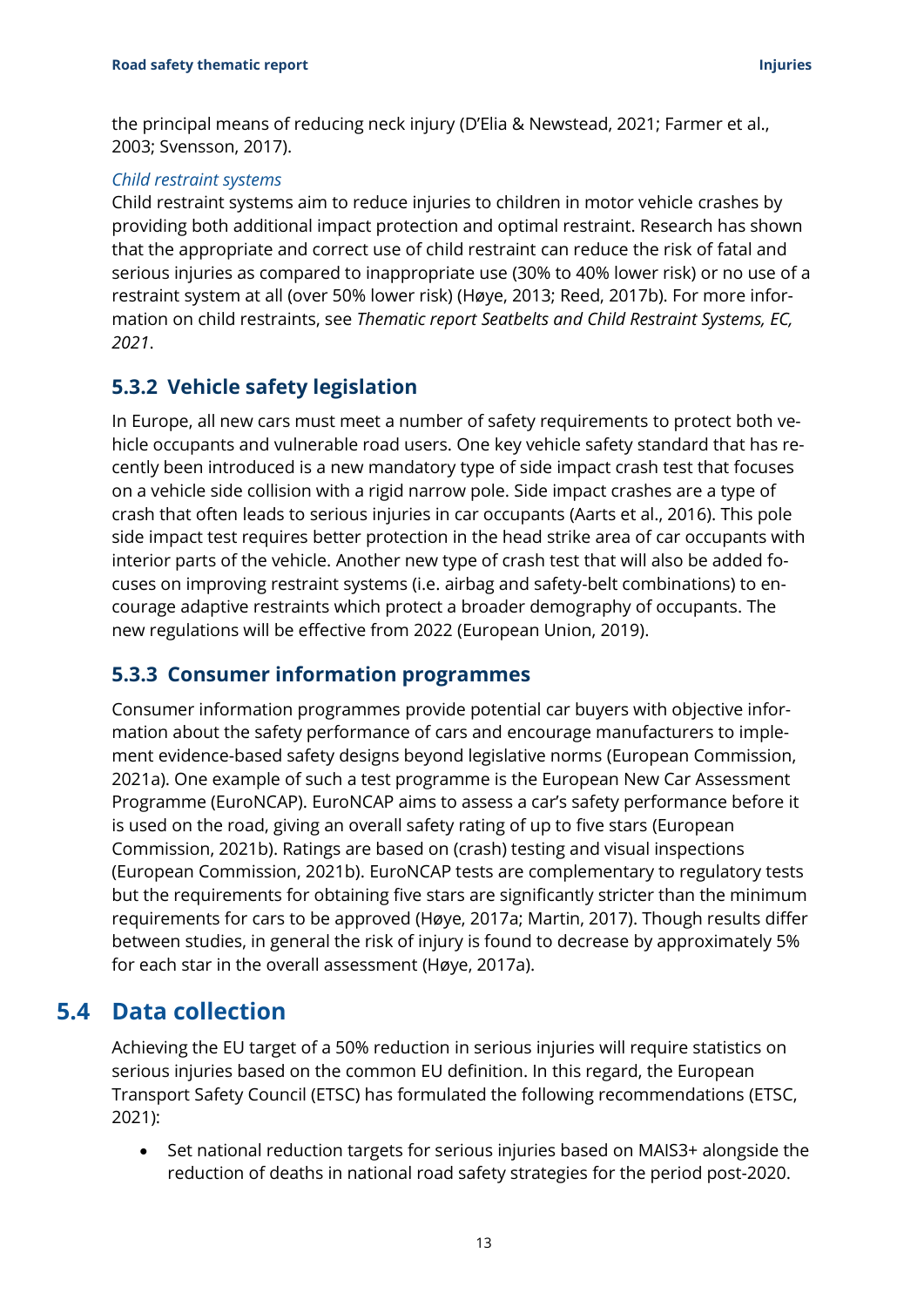the principal means of reducing neck injury (D'Elia & Newstead, 2021; Farmer et al., 2003; Svensson, 2017).

*Child restraint systems*

Child restraint systems aim to reduce injuries to children in motor vehicle crashes by providing both additional impact protection and optimal restraint. Research has shown that the appropriate and correct use of child restraint can reduce the risk of fatal and serious injuries as compared to inappropriate use (30% to 40% lower risk) or no use of a restraint system at all (over 50% lower risk) (Høye, 2013; Reed, 2017b). For more information on child restraints, see *Thematic report Seatbelts and Child Restraint Systems, EC, 2021*.

### 5.3.2 Vehicle safety legislation

In Europe, all new cars must meet a number of safety requirements to protect both vehicle occupants and vulnerable road users. One key vehicle safety standard that has recently been introduced is a new mandatory type of side impact crash test that focuses on a vehicle side collision with a rigid narrow pole. Side impact crashes are a type of crash that often leads to serious injuries in car occupants (Aarts et al., 2016). This pole side impact test requires better protection in the head strike area of car occupants with interior parts of the vehicle. Another new type of crash test that will also be added focuses on improving restraint systems (i.e. airbag and safety-belt combinations) to encourage adaptive restraints which protect a broader demography of occupants. The new regulations will be effective from 2022 (European Union, 2019).

### 5.3.3 Consumer information programmes

Consumer information programmes provide potential car buyers with objective information about the safety performance of cars and encourage manufacturers to implement evidence-based safety designs beyond legislative norms (European Commission, 2021a). One example of such a test programme is the European New Car Assessment Programme (EuroNCAP). EuroNCAP aims to assess a car's safety performance before it is used on the road, giving an overall safety rating of up to five stars (European Commission, 2021b). Ratings are based on (crash) testing and visual inspections (European Commission, 2021b). EuroNCAP tests are complementary to regulatory tests but the requirements for obtaining five stars are significantly stricter than the minimum requirements for cars to be approved (Høye, 2017a; Martin, 2017). Though results differ between studies, in general the risk of injury is found to decrease by approximately 5% for each star in the overall assessment (Høye, 2017a).

## 5.4 Data collection

Achieving the EU target of a 50% reduction in serious injuries will require statistics on serious injuries based on the common EU definition. In this regard, the European Transport Safety Council (ETSC) has formulated the following recommendations (ETSC, 2021):

- Set national reduction targets for serious injuries based on MAIS3+ alongside the reduction of deaths in national road safety strategies for the period post-2020.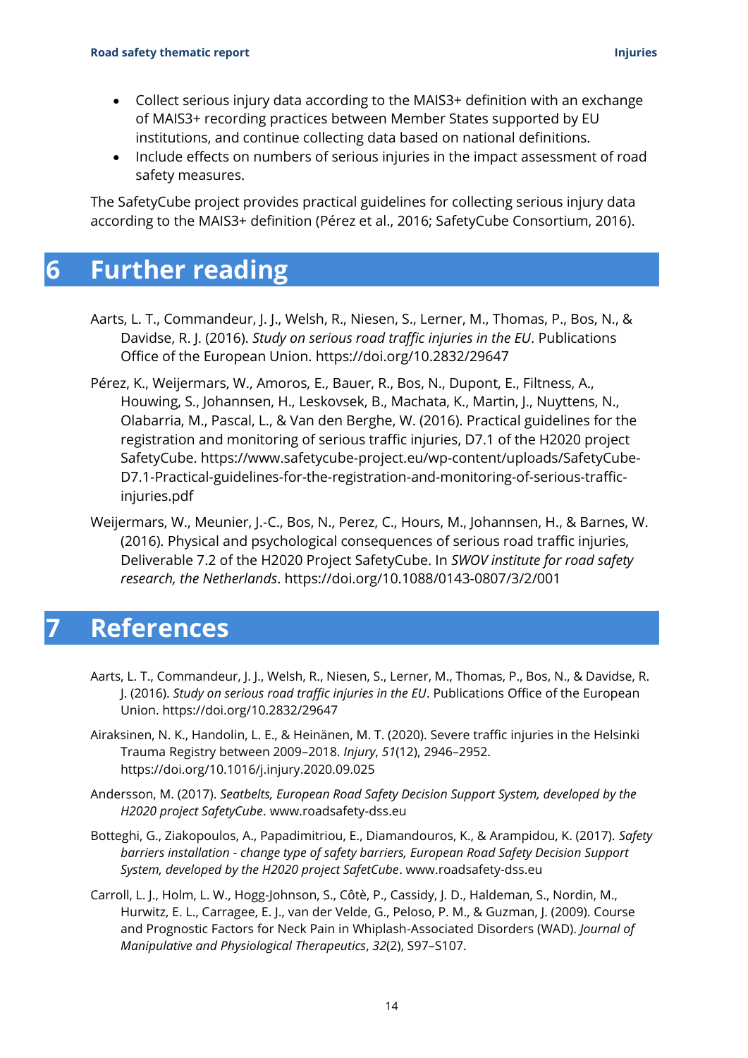- Collect serious injury data according to the MAIS3+ definition with an exchange of MAIS3+ recording practices between Member States supported by EU institutions, and continue collecting data based on national definitions.
- Include effects on numbers of serious injuries in the impact assessment of road safety measures.

The SafetyCube project provides practical guidelines for collecting serious injury data according to the MAIS3+ definition (Pérez et al., 2016; SafetyCube Consortium, 2016).

# 6 Further reading

Aarts, L. T., Commandeur, J. J., Welsh, R., Niesen, S., Lerner, M., Thomas, P., Bos, N., & Davidse, R. J. (2016). *Study on serious road traffic injuries in the EU*. Publications Office of the European Union. https://doi.org/10.2832/29647

Pérez, K., Weijermars, W., Amoros, E., Bauer, R., Bos, N., Dupont, E., Filtness, A., Houwing, S., Johannsen, H., Leskovsek, B., Machata, K., Martin, J., Nuyttens, N., Olabarria, M., Pascal, L., & Van den Berghe, W. (2016). Practical guidelines for the registration and monitoring of serious traffic injuries, D7.1 of the H2020 project SafetyCube. https://www.safetycube-project.eu/wp-content/uploads/SafetyCube-D7.1-Practical-guidelines-for-the-registration-and-monitoring-of-serious-traffic-injuries.pdf

Weijermars, W., Meunier, J.-C., Bos, N., Perez, C., Hours, M., Johannsen, H., & Barnes, W. (2016). Physical and psychological consequences of serious road traffic injuries, Deliverable 7.2 of the H2020 Project SafetyCube. In *SWOV institute for road safety research, the Netherlands*. https://doi.org/10.1088/0143-0807/3/2/001

# 7 References

Aarts, L. T., Commandeur, J. J., Welsh, R., Niesen, S., Lerner, M., Thomas, P., Bos, N., & Davidse, R. J. (2016). *Study on serious road traffic injuries in the EU*. Publications Office of the European Union. https://doi.org/10.2832/29647

Airaksinen, N. K., Handolin, L. E., & Heinänen, M. T. (2020). Severe traffic injuries in the Helsinki Trauma Registry between 2009–2018. *Injury*, *51*(12), 2946–2952. https://doi.org/10.1016/j.injury.2020.09.025

Andersson, M. (2017). *Seatbelts, European Road Safety Decision Support System, developed by the H2020 project SafetyCube*. www.roadsafety-dss.eu

Botteghi, G., Ziakopoulos, A., Papadimitriou, E., Diamandouros, K., & Arampidou, K. (2017). *Safety barriers installation - change type of safety barriers, European Road Safety Decision Support System, developed by the H2020 project SafetCube*. www.roadsafety-dss.eu

Carroll, L. J., Holm, L. W., Hogg-Johnson, S., Côtè, P., Cassidy, J. D., Haldeman, S., Nordin, M., Hurwitz, E. L., Carragee, E. J., van der Velde, G., Peloso, P. M., & Guzman, J. (2009). Course and Prognostic Factors for Neck Pain in Whiplash-Associated Disorders (WAD). *Journal of Manipulative and Physiological Therapeutics*, *32*(2), S97–S107.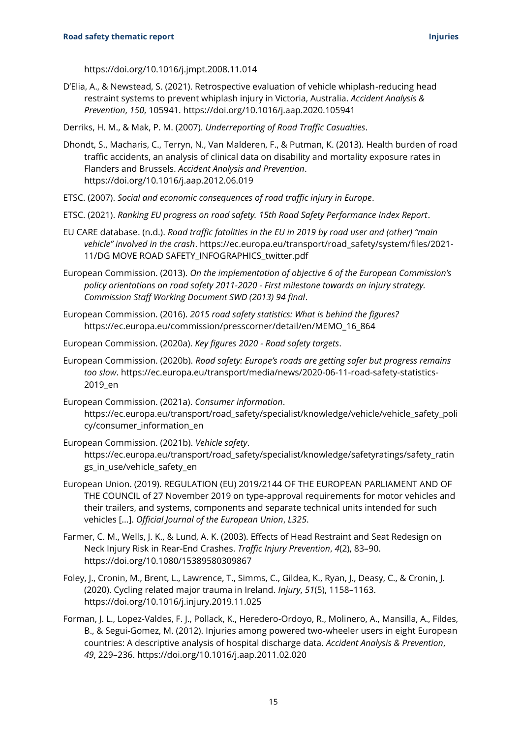https://doi.org/10.1016/j.jmpt.2008.11.014

D'Elia, A., & Newstead, S. (2021). Retrospective evaluation of vehicle whiplash-reducing head restraint systems to prevent whiplash injury in Victoria, Australia. *Accident Analysis & Prevention*, *150*, 105941. https://doi.org/10.1016/j.aap.2020.105941

Derriks, H. M., & Mak, P. M. (2007). *Underreporting of Road Traffic Casualties*.

Dhondt, S., Macharis, C., Terryn, N., Van Malderen, F., & Putman, K. (2013). Health burden of road traffic accidents, an analysis of clinical data on disability and mortality exposure rates in Flanders and Brussels. *Accident Analysis and Prevention*. https://doi.org/10.1016/j.aap.2012.06.019

ETSC. (2007). *Social and economic consequences of road traffic injury in Europe*.

ETSC. (2021). *Ranking EU progress on road safety. 15th Road Safety Performance Index Report*.

EU CARE database. (n.d.). *Road traffic fatalities in the EU in 2019 by road user and (other) "main vehicle" involved in the crash*. https://ec.europa.eu/transport/road_safety/system/files/2021-11/DG MOVE ROAD SAFETY_INFOGRAPHICS_twitter.pdf

European Commission. (2013). *On the implementation of objective 6 of the European Commission's policy orientations on road safety 2011-2020 - First milestone towards an injury strategy. Commission Staff Working Document SWD (2013) 94 final*.

European Commission. (2016). *2015 road safety statistics: What is behind the figures?* https://ec.europa.eu/commission/presscorner/detail/en/MEMO_16_864

European Commission. (2020a). *Key figures 2020 - Road safety targets*.

European Commission. (2020b). *Road safety: Europe's roads are getting safer but progress remains too slow*. https://ec.europa.eu/transport/media/news/2020-06-11-road-safety-statistics-2019_en

European Commission. (2021a). *Consumer information*. https://ec.europa.eu/transport/road_safety/specialist/knowledge/vehicle/vehicle_safety_policy/consumer_information_en

European Commission. (2021b). *Vehicle safety*. https://ec.europa.eu/transport/road_safety/specialist/knowledge/safetyratings/safety_ratings_in_use/vehicle_safety_en

European Union. (2019). REGULATION (EU) 2019/2144 OF THE EUROPEAN PARLIAMENT AND OF THE COUNCIL of 27 November 2019 on type-approval requirements for motor vehicles and their trailers, and systems, components and separate technical units intended for such vehicles [...]. *Official Journal of the European Union*, *L325*.

Farmer, C. M., Wells, J. K., & Lund, A. K. (2003). Effects of Head Restraint and Seat Redesign on Neck Injury Risk in Rear-End Crashes. *Traffic Injury Prevention*, *4*(2), 83–90. https://doi.org/10.1080/15389580309867

Foley, J., Cronin, M., Brent, L., Lawrence, T., Simms, C., Gildea, K., Ryan, J., Deasy, C., & Cronin, J. (2020). Cycling related major trauma in Ireland. *Injury*, *51*(5), 1158–1163. https://doi.org/10.1016/j.injury.2019.11.025

Forman, J. L., Lopez-Valdes, F. J., Pollack, K., Heredero-Ordoyo, R., Molinero, A., Mansilla, A., Fildes, B., & Segui-Gomez, M. (2012). Injuries among powered two-wheeler users in eight European countries: A descriptive analysis of hospital discharge data. *Accident Analysis & Prevention*, *49*, 229–236. https://doi.org/10.1016/j.aap.2011.02.020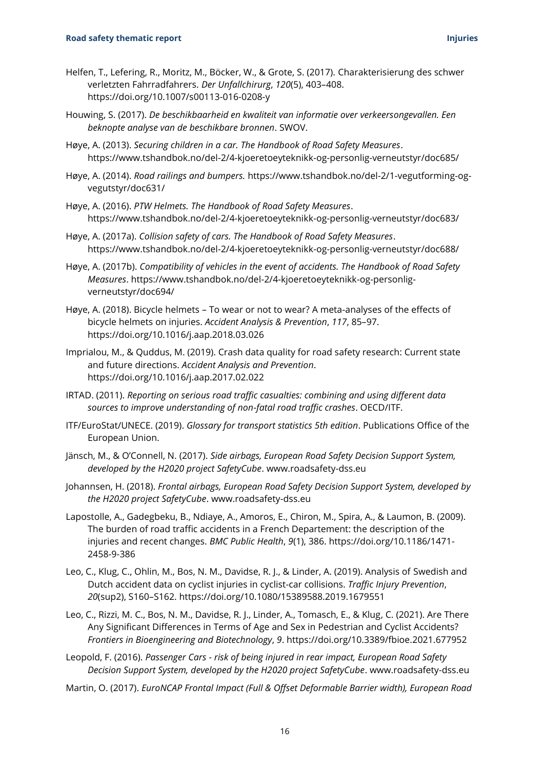Helfen, T., Lefering, R., Moritz, M., Böcker, W., & Grote, S. (2017). Charakterisierung des schwer verletzten Fahrradfahrers. *Der Unfallchirurg*, *120*(5), 403–408. https://doi.org/10.1007/s00113-016-0208-y

Houwing, S. (2017). *De beschikbaarheid en kwaliteit van informatie over verkeersongevallen. Een beknopte analyse van de beschikbare bronnen*. SWOV.

Høye, A. (2013). *Securing children in a car. The Handbook of Road Safety Measures*. https://www.tshandbok.no/del-2/4-kjoeretoeyteknikk-og-personlig-verneutstyr/doc685/

Høye, A. (2014). *Road railings and bumpers.* https://www.tshandbok.no/del-2/1-vegutforming-og-vegutstyr/doc631/

Høye, A. (2016). *PTW Helmets. The Handbook of Road Safety Measures*. https://www.tshandbok.no/del-2/4-kjoeretoeyteknikk-og-personlig-verneutstyr/doc683/

Høye, A. (2017a). *Collision safety of cars. The Handbook of Road Safety Measures*. https://www.tshandbok.no/del-2/4-kjoeretoeyteknikk-og-personlig-verneutstyr/doc688/

Høye, A. (2017b). *Compatibility of vehicles in the event of accidents. The Handbook of Road Safety Measures*. https://www.tshandbok.no/del-2/4-kjoeretoeyteknikk-og-personlig-verneutstyr/doc694/

Høye, A. (2018). Bicycle helmets – To wear or not to wear? A meta-analyses of the effects of bicycle helmets on injuries. *Accident Analysis & Prevention*, *117*, 85–97. https://doi.org/10.1016/j.aap.2018.03.026

Imprialou, M., & Quddus, M. (2019). Crash data quality for road safety research: Current state and future directions. *Accident Analysis and Prevention*. https://doi.org/10.1016/j.aap.2017.02.022

IRTAD. (2011). *Reporting on serious road traffic casualties: combining and using different data sources to improve understanding of non-fatal road traffic crashes*. OECD/ITF.

ITF/EuroStat/UNECE. (2019). *Glossary for transport statistics 5th edition*. Publications Office of the European Union.

Jänsch, M., & O'Connell, N. (2017). *Side airbags, European Road Safety Decision Support System, developed by the H2020 project SafetyCube*. www.roadsafety-dss.eu

Johannsen, H. (2018). *Frontal airbags, European Road Safety Decision Support System, developed by the H2020 project SafetyCube*. www.roadsafety-dss.eu

Lapostolle, A., Gadegbeku, B., Ndiaye, A., Amoros, E., Chiron, M., Spira, A., & Laumon, B. (2009). The burden of road traffic accidents in a French Departement: the description of the injuries and recent changes. *BMC Public Health*, *9*(1), 386. https://doi.org/10.1186/1471-2458-9-386

Leo, C., Klug, C., Ohlin, M., Bos, N. M., Davidse, R. J., & Linder, A. (2019). Analysis of Swedish and Dutch accident data on cyclist injuries in cyclist-car collisions. *Traffic Injury Prevention*, *20*(sup2), S160–S162. https://doi.org/10.1080/15389588.2019.1679551

Leo, C., Rizzi, M. C., Bos, N. M., Davidse, R. J., Linder, A., Tomasch, E., & Klug, C. (2021). Are There Any Significant Differences in Terms of Age and Sex in Pedestrian and Cyclist Accidents? *Frontiers in Bioengineering and Biotechnology*, *9*. https://doi.org/10.3389/fbioe.2021.677952

Leopold, F. (2016). *Passenger Cars - risk of being injured in rear impact, European Road Safety Decision Support System, developed by the H2020 project SafetyCube*. www.roadsafety-dss.eu

Martin, O. (2017). *EuroNCAP Frontal Impact (Full & Offset Deformable Barrier width), European Road*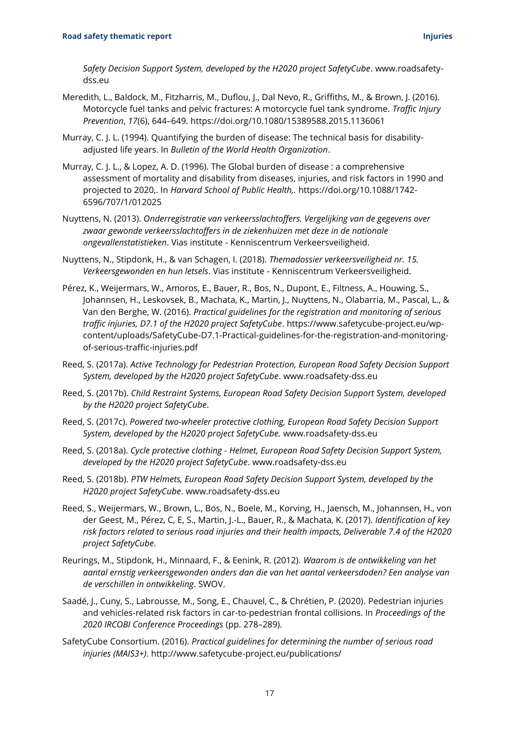*Safety Decision Support System, developed by the H2020 project SafetyCube*. www.roadsafety-dss.eu

Meredith, L., Baldock, M., Fitzharris, M., Duflou, J., Dal Nevo, R., Griffiths, M., & Brown, J. (2016). Motorcycle fuel tanks and pelvic fractures: A motorcycle fuel tank syndrome. *Traffic Injury Prevention*, *17*(6), 644–649. https://doi.org/10.1080/15389588.2015.1136061

Murray, C. J. L. (1994). Quantifying the burden of disease: The technical basis for disability-adjusted life years. In *Bulletin of the World Health Organization*.

Murray, C. J. L., & Lopez, A. D. (1996). The Global burden of disease : a comprehensive assessment of mortality and disability from diseases, injuries, and risk factors in 1990 and projected to 2020,. In *Harvard School of Public Health,.* https://doi.org/10.1088/1742-6596/707/1/012025

Nuyttens, N. (2013). *Onderregistratie van verkeersslachtoffers. Vergelijking van de gegevens over zwaar gewonde verkeersslachtoffers in de ziekenhuizen met deze in de nationale ongevallenstatistieken*. Vias institute - Kenniscentrum Verkeersveiligheid.

Nuyttens, N., Stipdonk, H., & van Schagen, I. (2018). *Themadossier verkeersveiligheid nr. 15. Verkeersgewonden en hun letsels*. Vias institute - Kenniscentrum Verkeersveiligheid.

Pérez, K., Weijermars, W., Amoros, E., Bauer, R., Bos, N., Dupont, E., Filtness, A., Houwing, S., Johannsen, H., Leskovsek, B., Machata, K., Martin, J., Nuyttens, N., Olabarria, M., Pascal, L., & Van den Berghe, W. (2016). *Practical guidelines for the registration and monitoring of serious traffic injuries, D7.1 of the H2020 project SafetyCube*. https://www.safetycube-project.eu/wp-content/uploads/SafetyCube-D7.1-Practical-guidelines-for-the-registration-and-monitoring-of-serious-traffic-injuries.pdf

Reed, S. (2017a). *Active Technology for Pedestrian Protection, European Road Safety Decision Support System, developed by the H2020 project SafetyCube*. www.roadsafety-dss.eu

Reed, S. (2017b). *Child Restraint Systems, European Road Safety Decision Support System, developed by the H2020 project SafetyCube*.

Reed, S. (2017c). *Powered two-wheeler protective clothing, European Road Safety Decision Support System, developed by the H2020 project SafetyCube.* www.roadsafety-dss.eu

Reed, S. (2018a). *Cycle protective clothing - Helmet, European Road Safety Decision Support System, developed by the H2020 project SafetyCube*. www.roadsafety-dss.eu

Reed, S. (2018b). *PTW Helmets, European Road Safety Decision Support System, developed by the H2020 project SafetyCube*. www.roadsafety-dss.eu

Reed, S., Weijermars, W., Brown, L., Bos, N., Boele, M., Korving, H., Jaensch, M., Johannsen, H., von der Geest, M., Pérez, C, E, S., Martin, J.-L., Bauer, R., & Machata, K. (2017). *Identification of key risk factors related to serious road injuries and their health impacts, Deliverable 7.4 of the H2020 project SafetyCube*.

Reurings, M., Stipdonk, H., Minnaard, F., & Eenink, R. (2012). *Waarom is de ontwikkeling van het aantal ernstig verkeersgewonden anders dan die van het aantal verkeersdoden? Een analyse van de verschillen in ontwikkeling*. SWOV.

Saadé, J., Cuny, S., Labrousse, M., Song, E., Chauvel, C., & Chrétien, P. (2020). Pedestrian injuries and vehicles-related risk factors in car-to-pedestrian frontal collisions. In *Proceedings of the 2020 IRCOBI Conference Proceedings* (pp. 278–289).

SafetyCube Consortium. (2016). *Practical guidelines for determining the number of serious road injuries (MAIS3+)*. http://www.safetycube-project.eu/publications/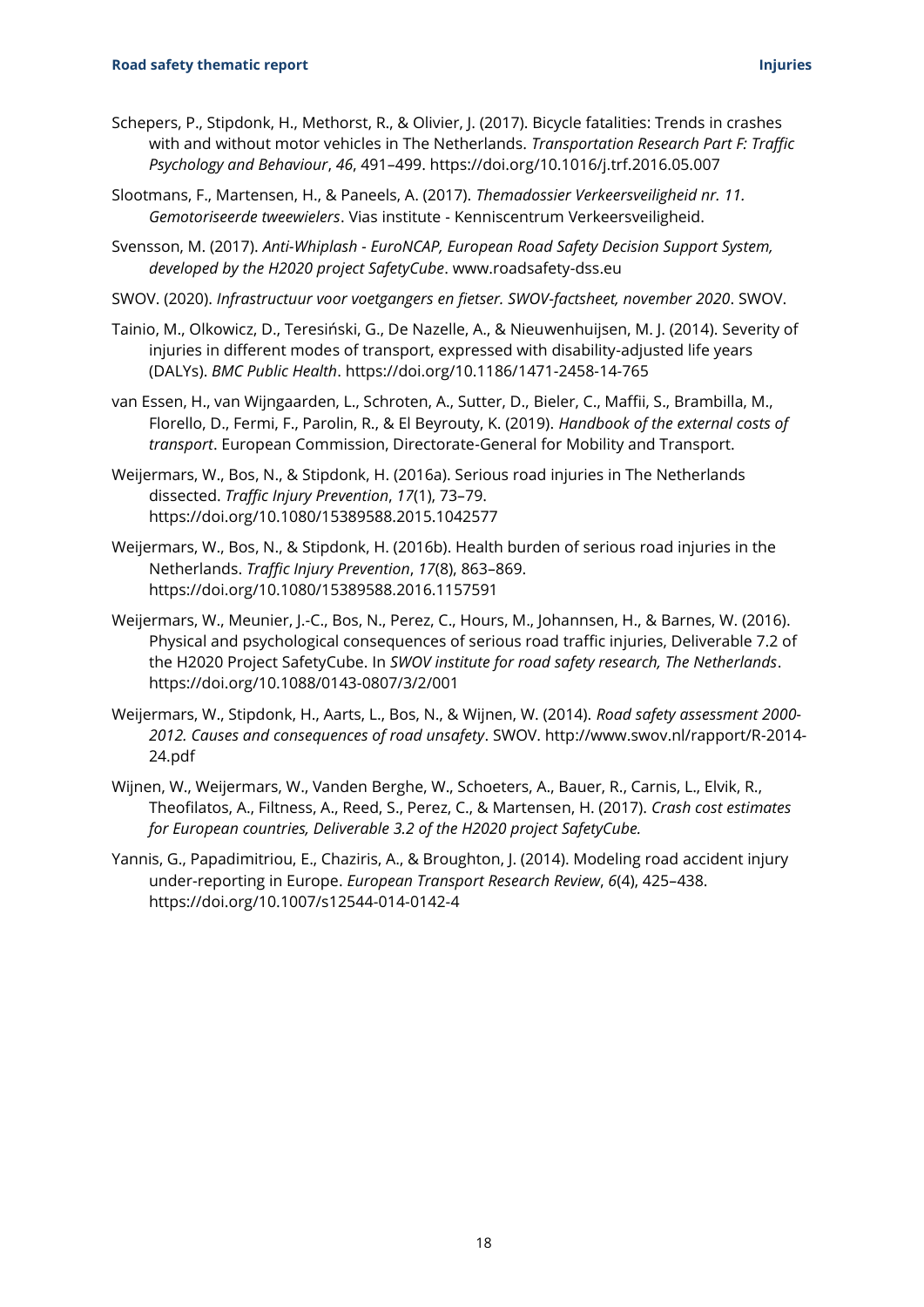Schepers, P., Stipdonk, H., Methorst, R., & Olivier, J. (2017). Bicycle fatalities: Trends in crashes with and without motor vehicles in The Netherlands. *Transportation Research Part F: Traffic Psychology and Behaviour*, *46*, 491–499. https://doi.org/10.1016/j.trf.2016.05.007

Slootmans, F., Martensen, H., & Paneels, A. (2017). *Themadossier Verkeersveiligheid nr. 11. Gemotoriseerde tweewielers*. Vias institute - Kenniscentrum Verkeersveiligheid.

Svensson, M. (2017). *Anti-Whiplash - EuroNCAP, European Road Safety Decision Support System, developed by the H2020 project SafetyCube*. www.roadsafety-dss.eu

SWOV. (2020). *Infrastructuur voor voetgangers en fietser. SWOV-factsheet, november 2020*. SWOV.

Tainio, M., Olkowicz, D., Teresiński, G., De Nazelle, A., & Nieuwenhuijsen, M. J. (2014). Severity of injuries in different modes of transport, expressed with disability-adjusted life years (DALYs). *BMC Public Health*. https://doi.org/10.1186/1471-2458-14-765

van Essen, H., van Wijngaarden, L., Schroten, A., Sutter, D., Bieler, C., Maffii, S., Brambilla, M., Florello, D., Fermi, F., Parolin, R., & El Beyrouty, K. (2019). *Handbook of the external costs of transport*. European Commission, Directorate-General for Mobility and Transport.

Weijermars, W., Bos, N., & Stipdonk, H. (2016a). Serious road injuries in The Netherlands dissected. *Traffic Injury Prevention*, *17*(1), 73–79. https://doi.org/10.1080/15389588.2015.1042577

Weijermars, W., Bos, N., & Stipdonk, H. (2016b). Health burden of serious road injuries in the Netherlands. *Traffic Injury Prevention*, *17*(8), 863–869. https://doi.org/10.1080/15389588.2016.1157591

Weijermars, W., Meunier, J.-C., Bos, N., Perez, C., Hours, M., Johannsen, H., & Barnes, W. (2016). Physical and psychological consequences of serious road traffic injuries, Deliverable 7.2 of the H2020 Project SafetyCube. In *SWOV institute for road safety research, The Netherlands*. https://doi.org/10.1088/0143-0807/3/2/001

Weijermars, W., Stipdonk, H., Aarts, L., Bos, N., & Wijnen, W. (2014). *Road safety assessment 2000-2012. Causes and consequences of road unsafety*. SWOV. http://www.swov.nl/rapport/R-2014-24.pdf

Wijnen, W., Weijermars, W., Vanden Berghe, W., Schoeters, A., Bauer, R., Carnis, L., Elvik, R., Theofilatos, A., Filtness, A., Reed, S., Perez, C., & Martensen, H. (2017). *Crash cost estimates for European countries, Deliverable 3.2 of the H2020 project SafetyCube.*

Yannis, G., Papadimitriou, E., Chaziris, A., & Broughton, J. (2014). Modeling road accident injury under-reporting in Europe. *European Transport Research Review*, *6*(4), 425–438. https://doi.org/10.1007/s12544-014-0142-4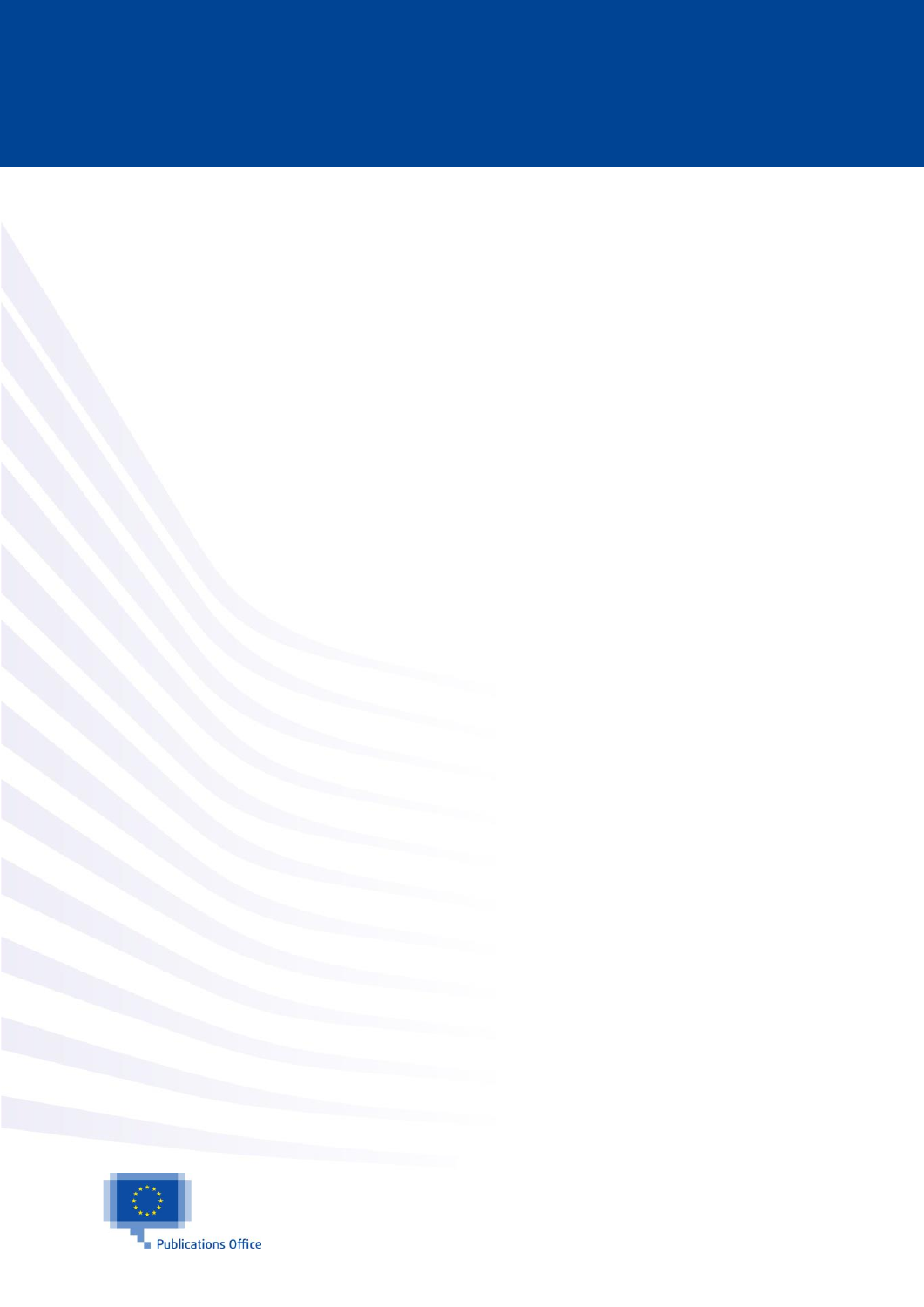Publications Office